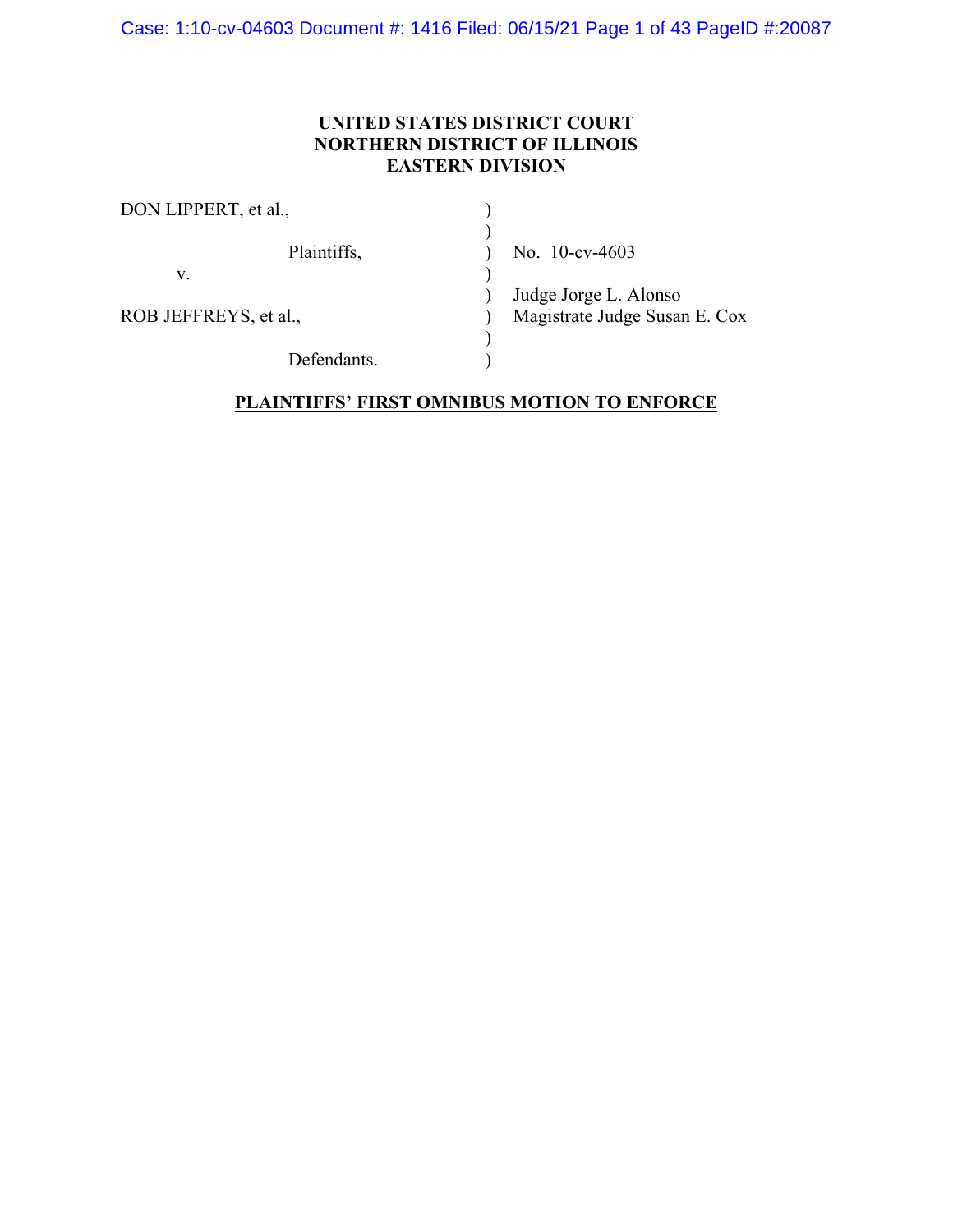**UNITED STATES DISTRICT COURT**
**NORTHERN DISTRICT OF ILLINOIS**
**EASTERN DIVISION**

| | | |
|---|---|---|
| DON LIPPERT, et al., | ) | |
| | ) | |
| Plaintiffs, | ) | No. 10-cv-4603 |
| v. | ) | |
| | ) | Judge Jorge L. Alonso |
| ROB JEFFREYS, et al., | ) | Magistrate Judge Susan E. Cox |
| | ) | |
| Defendants. | ) | |

**PLAINTIFFS' FIRST OMNIBUS MOTION TO ENFORCE**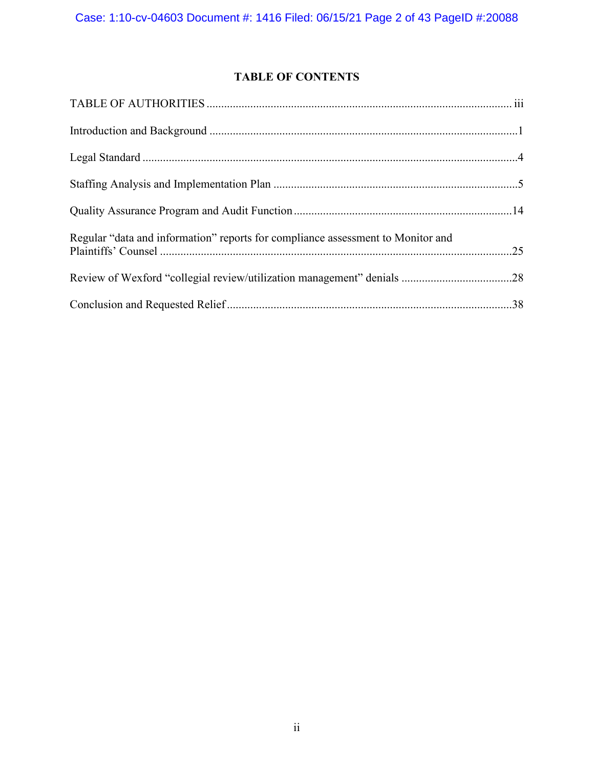## TABLE OF CONTENTS

TABLE OF AUTHORITIES ..................................................................................................... iii

Introduction and Background .........................................................................................................1

Legal Standard ...............................................................................................................................4

Staffing Analysis and Implementation Plan ....................................................................................5

Quality Assurance Program and Audit Function ..........................................................................14

Regular "data and information" reports for compliance assessment to Monitor and Plaintiffs' Counsel .......................................................................................................................25

Review of Wexford "collegial review/utilization management" denials .....................................28

Conclusion and Requested Relief .................................................................................................38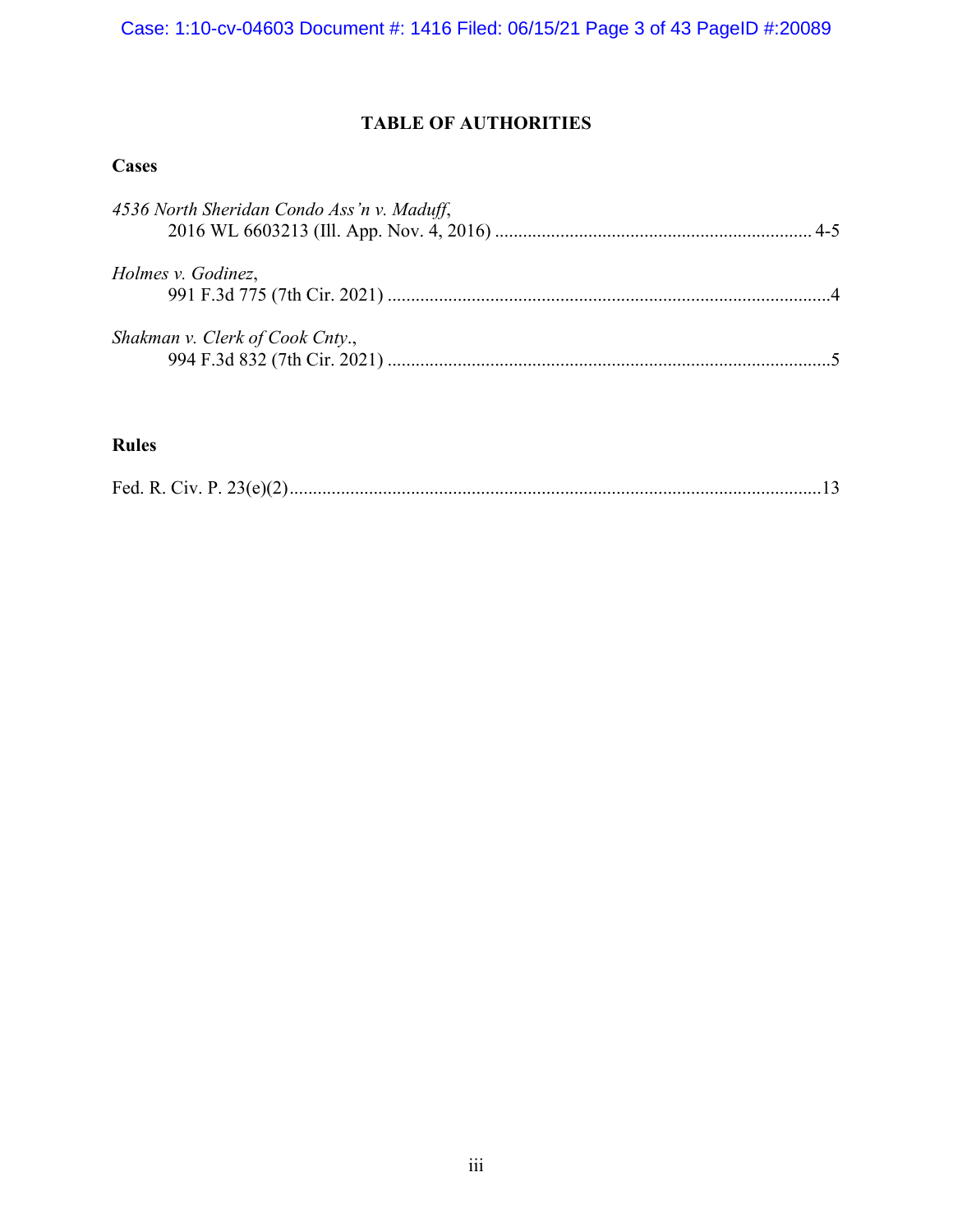# TABLE OF AUTHORITIES

## Cases

*4536 North Sheridan Condo Ass'n v. Maduff*,
2016 WL 6603213 (Ill. App. Nov. 4, 2016) .................................................................... 4-5

*Holmes v. Godinez*,
991 F.3d 775 (7th Cir. 2021) ...............................................................................................4

*Shakman v. Clerk of Cook Cnty*.,
994 F.3d 832 (7th Cir. 2021) ...............................................................................................5

## Rules

Fed. R. Civ. P. 23(e)(2).................................................................................................................13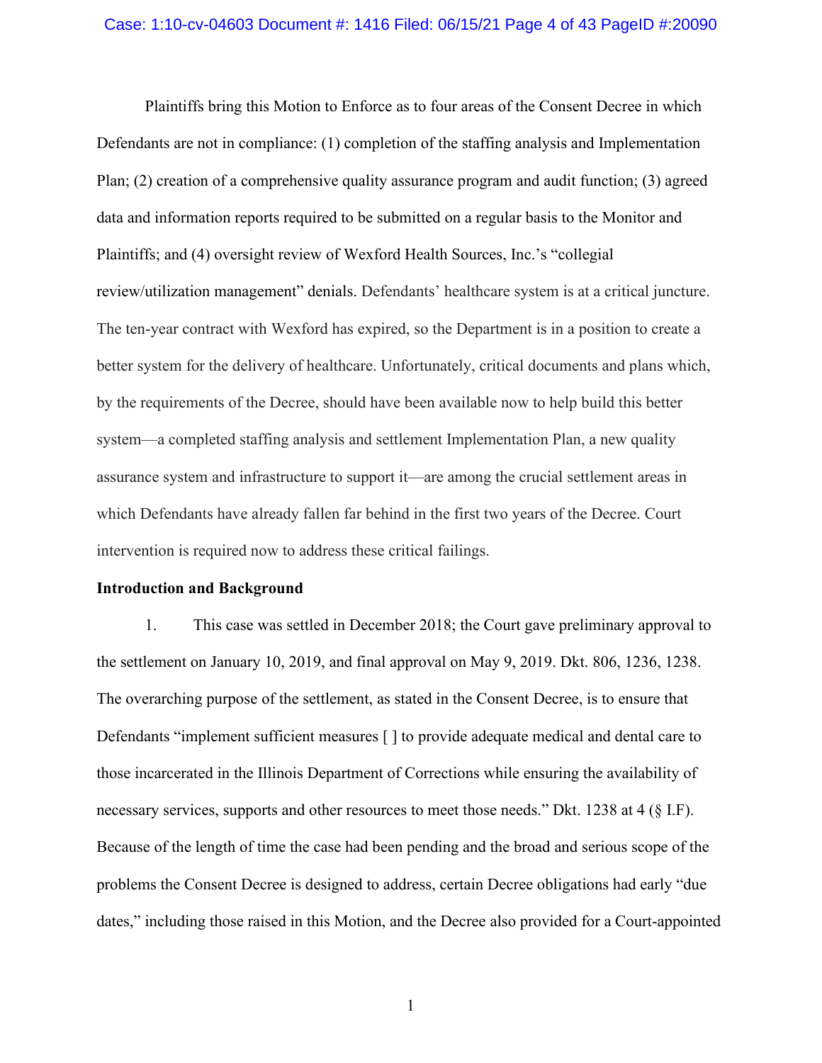Plaintiffs bring this Motion to Enforce as to four areas of the Consent Decree in which Defendants are not in compliance: (1) completion of the staffing analysis and Implementation Plan; (2) creation of a comprehensive quality assurance program and audit function; (3) agreed data and information reports required to be submitted on a regular basis to the Monitor and Plaintiffs; and (4) oversight review of Wexford Health Sources, Inc.'s "collegial review/utilization management" denials. Defendants' healthcare system is at a critical juncture. The ten-year contract with Wexford has expired, so the Department is in a position to create a better system for the delivery of healthcare. Unfortunately, critical documents and plans which, by the requirements of the Decree, should have been available now to help build this better system—a completed staffing analysis and settlement Implementation Plan, a new quality assurance system and infrastructure to support it—are among the crucial settlement areas in which Defendants have already fallen far behind in the first two years of the Decree. Court intervention is required now to address these critical failings.

**Introduction and Background**

1. This case was settled in December 2018; the Court gave preliminary approval to the settlement on January 10, 2019, and final approval on May 9, 2019. Dkt. 806, 1236, 1238. The overarching purpose of the settlement, as stated in the Consent Decree, is to ensure that Defendants "implement sufficient measures [ ] to provide adequate medical and dental care to those incarcerated in the Illinois Department of Corrections while ensuring the availability of necessary services, supports and other resources to meet those needs." Dkt. 1238 at 4 (§ I.F). Because of the length of time the case had been pending and the broad and serious scope of the problems the Consent Decree is designed to address, certain Decree obligations had early "due dates," including those raised in this Motion, and the Decree also provided for a Court-appointed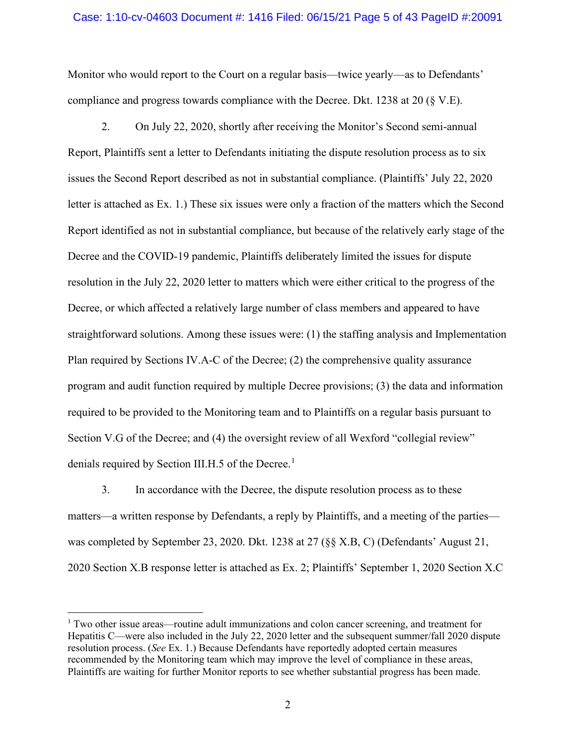Monitor who would report to the Court on a regular basis—twice yearly—as to Defendants' compliance and progress towards compliance with the Decree. Dkt. 1238 at 20 (§ V.E).

2. On July 22, 2020, shortly after receiving the Monitor's Second semi-annual Report, Plaintiffs sent a letter to Defendants initiating the dispute resolution process as to six issues the Second Report described as not in substantial compliance. (Plaintiffs' July 22, 2020 letter is attached as Ex. 1.) These six issues were only a fraction of the matters which the Second Report identified as not in substantial compliance, but because of the relatively early stage of the Decree and the COVID-19 pandemic, Plaintiffs deliberately limited the issues for dispute resolution in the July 22, 2020 letter to matters which were either critical to the progress of the Decree, or which affected a relatively large number of class members and appeared to have straightforward solutions. Among these issues were: (1) the staffing analysis and Implementation Plan required by Sections IV.A-C of the Decree; (2) the comprehensive quality assurance program and audit function required by multiple Decree provisions; (3) the data and information required to be provided to the Monitoring team and to Plaintiffs on a regular basis pursuant to Section V.G of the Decree; and (4) the oversight review of all Wexford "collegial review" denials required by Section III.H.5 of the Decree.[1]

3. In accordance with the Decree, the dispute resolution process as to these matters—a written response by Defendants, a reply by Plaintiffs, and a meeting of the parties—was completed by September 23, 2020. Dkt. 1238 at 27 (§§ X.B, C) (Defendants' August 21, 2020 Section X.B response letter is attached as Ex. 2; Plaintiffs' September 1, 2020 Section X.C

---

[1] Two other issue areas—routine adult immunizations and colon cancer screening, and treatment for Hepatitis C—were also included in the July 22, 2020 letter and the subsequent summer/fall 2020 dispute resolution process. (*See* Ex. 1.) Because Defendants have reportedly adopted certain measures recommended by the Monitoring team which may improve the level of compliance in these areas, Plaintiffs are waiting for further Monitor reports to see whether substantial progress has been made.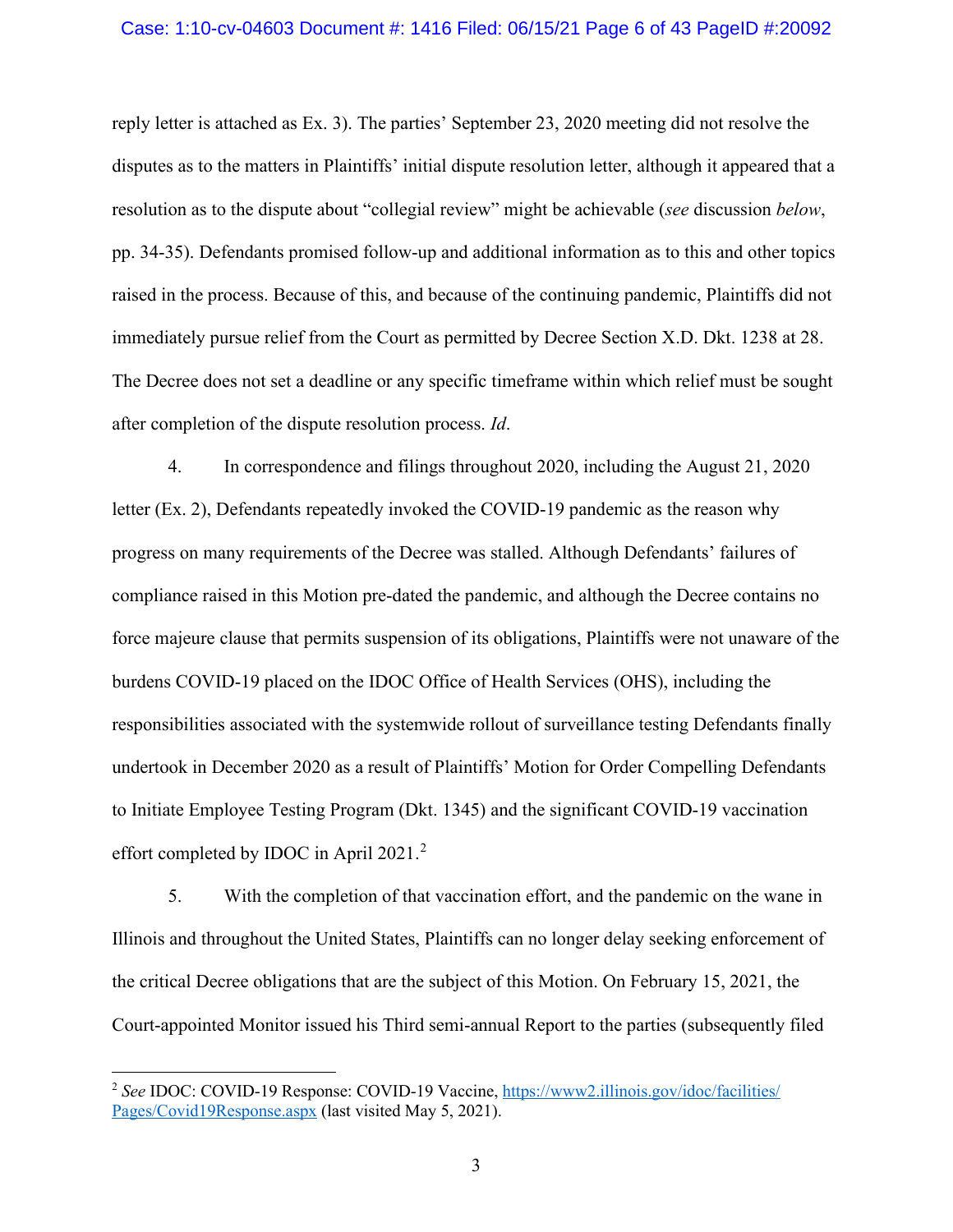reply letter is attached as Ex. 3). The parties' September 23, 2020 meeting did not resolve the disputes as to the matters in Plaintiffs' initial dispute resolution letter, although it appeared that a resolution as to the dispute about "collegial review" might be achievable (*see* discussion *below*, pp. 34-35). Defendants promised follow-up and additional information as to this and other topics raised in the process. Because of this, and because of the continuing pandemic, Plaintiffs did not immediately pursue relief from the Court as permitted by Decree Section X.D. Dkt. 1238 at 28. The Decree does not set a deadline or any specific timeframe within which relief must be sought after completion of the dispute resolution process. *Id*.

4. In correspondence and filings throughout 2020, including the August 21, 2020 letter (Ex. 2), Defendants repeatedly invoked the COVID-19 pandemic as the reason why progress on many requirements of the Decree was stalled. Although Defendants' failures of compliance raised in this Motion pre-dated the pandemic, and although the Decree contains no force majeure clause that permits suspension of its obligations, Plaintiffs were not unaware of the burdens COVID-19 placed on the IDOC Office of Health Services (OHS), including the responsibilities associated with the systemwide rollout of surveillance testing Defendants finally undertook in December 2020 as a result of Plaintiffs' Motion for Order Compelling Defendants to Initiate Employee Testing Program (Dkt. 1345) and the significant COVID-19 vaccination effort completed by IDOC in April 2021.[2]

5. With the completion of that vaccination effort, and the pandemic on the wane in Illinois and throughout the United States, Plaintiffs can no longer delay seeking enforcement of the critical Decree obligations that are the subject of this Motion. On February 15, 2021, the Court-appointed Monitor issued his Third semi-annual Report to the parties (subsequently filed

[2] *See* IDOC: COVID-19 Response: COVID-19 Vaccine, https://www2.illinois.gov/idoc/facilities/Pages/Covid19Response.aspx (last visited May 5, 2021).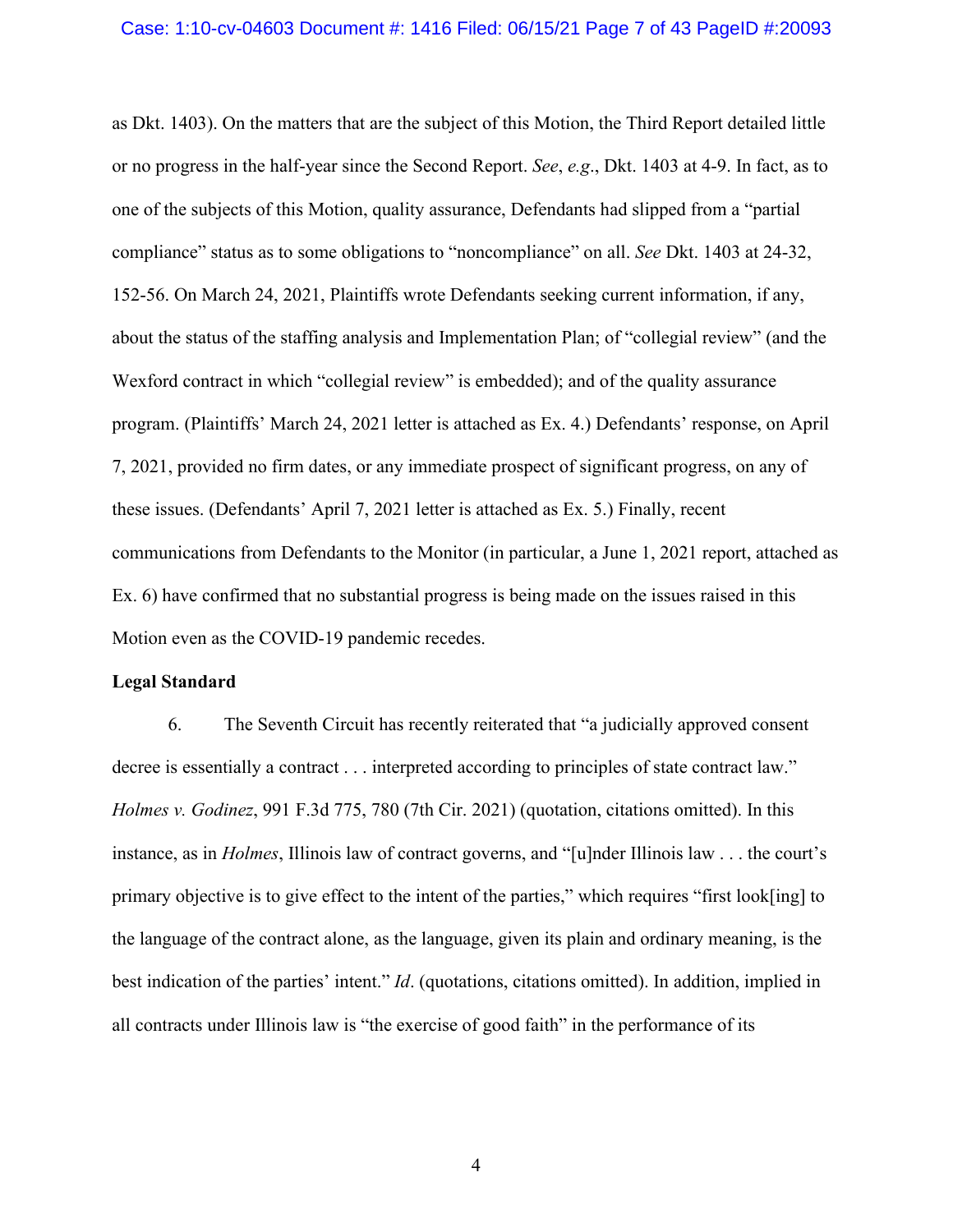as Dkt. 1403). On the matters that are the subject of this Motion, the Third Report detailed little or no progress in the half-year since the Second Report. *See*, *e.g*., Dkt. 1403 at 4-9. In fact, as to one of the subjects of this Motion, quality assurance, Defendants had slipped from a "partial compliance" status as to some obligations to "noncompliance" on all. *See* Dkt. 1403 at 24-32, 152-56. On March 24, 2021, Plaintiffs wrote Defendants seeking current information, if any, about the status of the staffing analysis and Implementation Plan; of "collegial review" (and the Wexford contract in which "collegial review" is embedded); and of the quality assurance program. (Plaintiffs' March 24, 2021 letter is attached as Ex. 4.) Defendants' response, on April 7, 2021, provided no firm dates, or any immediate prospect of significant progress, on any of these issues. (Defendants' April 7, 2021 letter is attached as Ex. 5.) Finally, recent communications from Defendants to the Monitor (in particular, a June 1, 2021 report, attached as Ex. 6) have confirmed that no substantial progress is being made on the issues raised in this Motion even as the COVID-19 pandemic recedes.

**Legal Standard**

6. The Seventh Circuit has recently reiterated that "a judicially approved consent decree is essentially a contract . . . interpreted according to principles of state contract law." *Holmes v. Godinez*, 991 F.3d 775, 780 (7th Cir. 2021) (quotation, citations omitted). In this instance, as in *Holmes*, Illinois law of contract governs, and "[u]nder Illinois law . . . the court's primary objective is to give effect to the intent of the parties," which requires "first look[ing] to the language of the contract alone, as the language, given its plain and ordinary meaning, is the best indication of the parties' intent." *Id*. (quotations, citations omitted). In addition, implied in all contracts under Illinois law is "the exercise of good faith" in the performance of its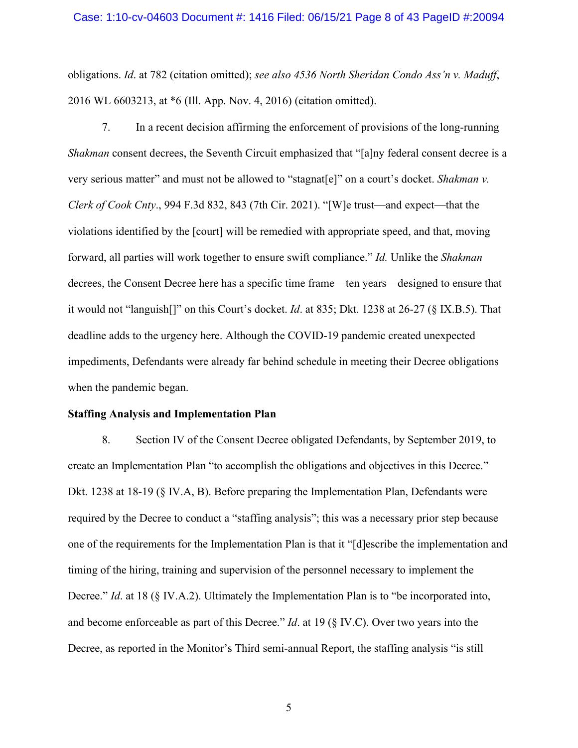obligations. *Id*. at 782 (citation omitted); *see also 4536 North Sheridan Condo Ass'n v. Maduff*, 2016 WL 6603213, at *6 (Ill. App. Nov. 4, 2016) (citation omitted).

7. In a recent decision affirming the enforcement of provisions of the long-running *Shakman* consent decrees, the Seventh Circuit emphasized that "[a]ny federal consent decree is a very serious matter" and must not be allowed to "stagnat[e]" on a court's docket. *Shakman v. Clerk of Cook Cnty*., 994 F.3d 832, 843 (7th Cir. 2021). "[W]e trust—and expect—that the violations identified by the [court] will be remedied with appropriate speed, and that, moving forward, all parties will work together to ensure swift compliance." *Id.* Unlike the *Shakman* decrees, the Consent Decree here has a specific time frame—ten years—designed to ensure that it would not "languish[]" on this Court's docket. *Id*. at 835; Dkt. 1238 at 26-27 (§ IX.B.5). That deadline adds to the urgency here. Although the COVID-19 pandemic created unexpected impediments, Defendants were already far behind schedule in meeting their Decree obligations when the pandemic began.

**Staffing Analysis and Implementation Plan**

8. Section IV of the Consent Decree obligated Defendants, by September 2019, to create an Implementation Plan "to accomplish the obligations and objectives in this Decree." Dkt. 1238 at 18-19 (§ IV.A, B). Before preparing the Implementation Plan, Defendants were required by the Decree to conduct a "staffing analysis"; this was a necessary prior step because one of the requirements for the Implementation Plan is that it "[d]escribe the implementation and timing of the hiring, training and supervision of the personnel necessary to implement the Decree." *Id*. at 18 (§ IV.A.2). Ultimately the Implementation Plan is to "be incorporated into, and become enforceable as part of this Decree." *Id*. at 19 (§ IV.C). Over two years into the Decree, as reported in the Monitor's Third semi-annual Report, the staffing analysis "is still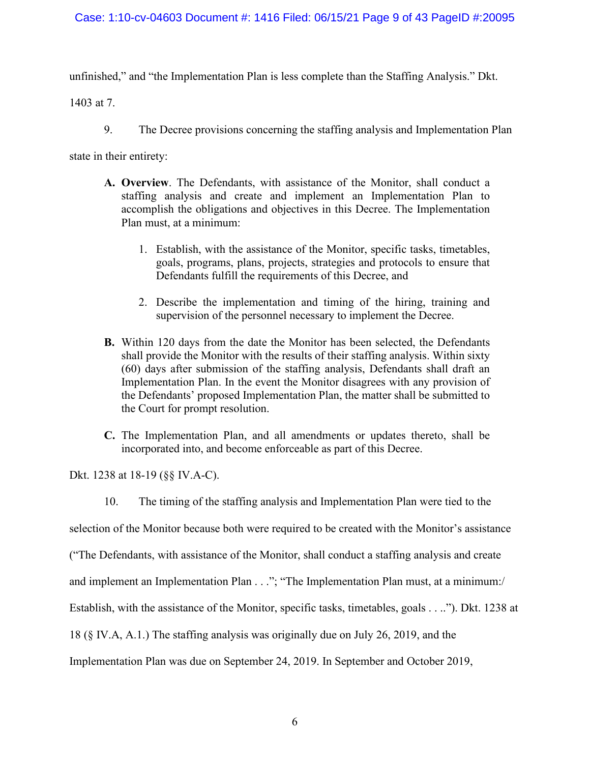unfinished," and "the Implementation Plan is less complete than the Staffing Analysis." Dkt. 1403 at 7.

9. The Decree provisions concerning the staffing analysis and Implementation Plan state in their entirety:

> **A. Overview**. The Defendants, with assistance of the Monitor, shall conduct a staffing analysis and create and implement an Implementation Plan to accomplish the obligations and objectives in this Decree. The Implementation Plan must, at a minimum:
>
> 1. Establish, with the assistance of the Monitor, specific tasks, timetables, goals, programs, plans, projects, strategies and protocols to ensure that Defendants fulfill the requirements of this Decree, and
>
> 2. Describe the implementation and timing of the hiring, training and supervision of the personnel necessary to implement the Decree.
>
> **B.** Within 120 days from the date the Monitor has been selected, the Defendants shall provide the Monitor with the results of their staffing analysis. Within sixty (60) days after submission of the staffing analysis, Defendants shall draft an Implementation Plan. In the event the Monitor disagrees with any provision of the Defendants' proposed Implementation Plan, the matter shall be submitted to the Court for prompt resolution.
>
> **C.** The Implementation Plan, and all amendments or updates thereto, shall be incorporated into, and become enforceable as part of this Decree.

Dkt. 1238 at 18-19 (§§ IV.A-C).

10. The timing of the staffing analysis and Implementation Plan were tied to the selection of the Monitor because both were required to be created with the Monitor's assistance ("The Defendants, with assistance of the Monitor, shall conduct a staffing analysis and create and implement an Implementation Plan . . ."; "The Implementation Plan must, at a minimum:/ Establish, with the assistance of the Monitor, specific tasks, timetables, goals . . .."). Dkt. 1238 at 18 (§ IV.A, A.1.) The staffing analysis was originally due on July 26, 2019, and the Implementation Plan was due on September 24, 2019. In September and October 2019,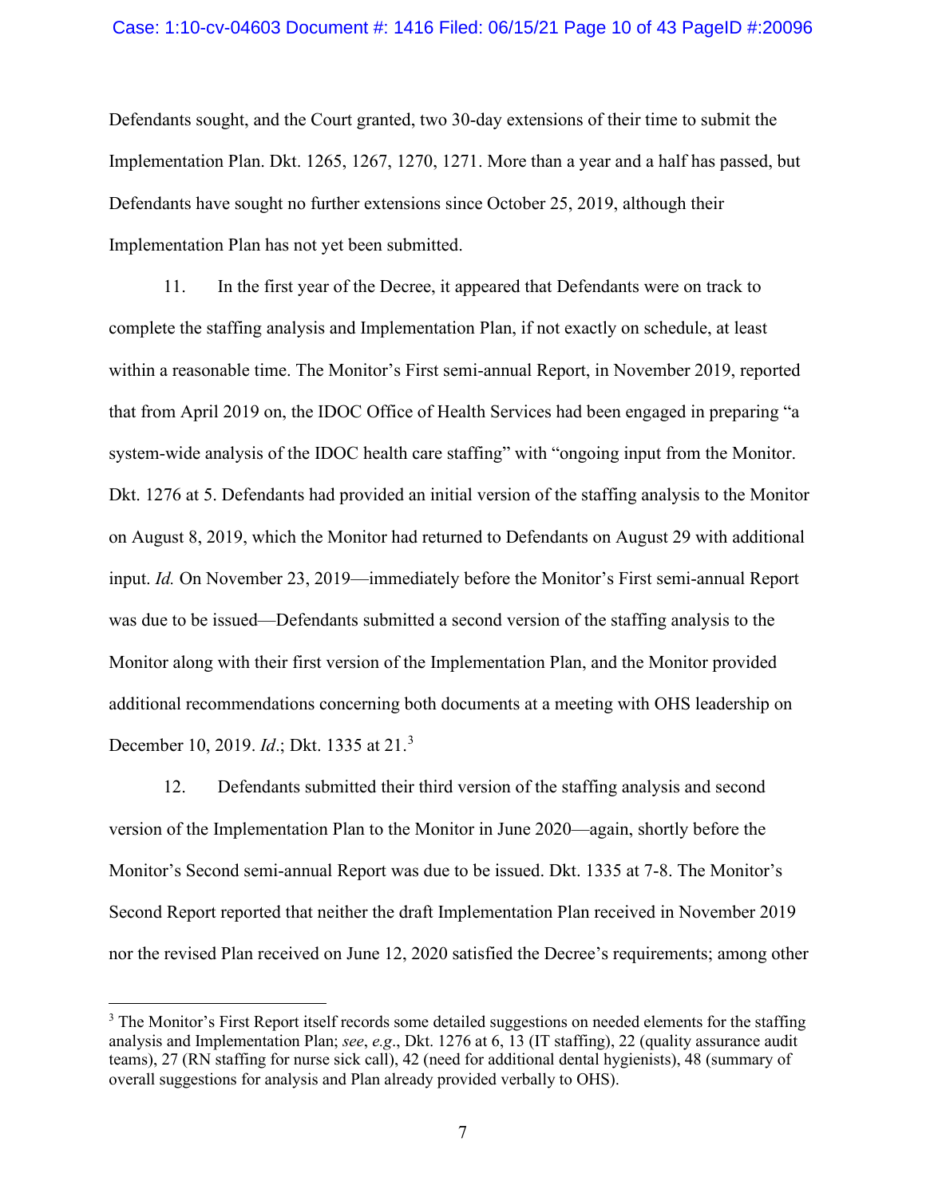Defendants sought, and the Court granted, two 30-day extensions of their time to submit the Implementation Plan. Dkt. 1265, 1267, 1270, 1271. More than a year and a half has passed, but Defendants have sought no further extensions since October 25, 2019, although their Implementation Plan has not yet been submitted.

11. In the first year of the Decree, it appeared that Defendants were on track to complete the staffing analysis and Implementation Plan, if not exactly on schedule, at least within a reasonable time. The Monitor's First semi-annual Report, in November 2019, reported that from April 2019 on, the IDOC Office of Health Services had been engaged in preparing "a system-wide analysis of the IDOC health care staffing" with "ongoing input from the Monitor. Dkt. 1276 at 5. Defendants had provided an initial version of the staffing analysis to the Monitor on August 8, 2019, which the Monitor had returned to Defendants on August 29 with additional input. *Id.* On November 23, 2019—immediately before the Monitor's First semi-annual Report was due to be issued—Defendants submitted a second version of the staffing analysis to the Monitor along with their first version of the Implementation Plan, and the Monitor provided additional recommendations concerning both documents at a meeting with OHS leadership on December 10, 2019. *Id*.; Dkt. 1335 at 21.[3]

12. Defendants submitted their third version of the staffing analysis and second version of the Implementation Plan to the Monitor in June 2020—again, shortly before the Monitor's Second semi-annual Report was due to be issued. Dkt. 1335 at 7-8. The Monitor's Second Report reported that neither the draft Implementation Plan received in November 2019 nor the revised Plan received on June 12, 2020 satisfied the Decree's requirements; among other

[3] The Monitor's First Report itself records some detailed suggestions on needed elements for the staffing analysis and Implementation Plan; *see*, *e.g*., Dkt. 1276 at 6, 13 (IT staffing), 22 (quality assurance audit teams), 27 (RN staffing for nurse sick call), 42 (need for additional dental hygienists), 48 (summary of overall suggestions for analysis and Plan already provided verbally to OHS).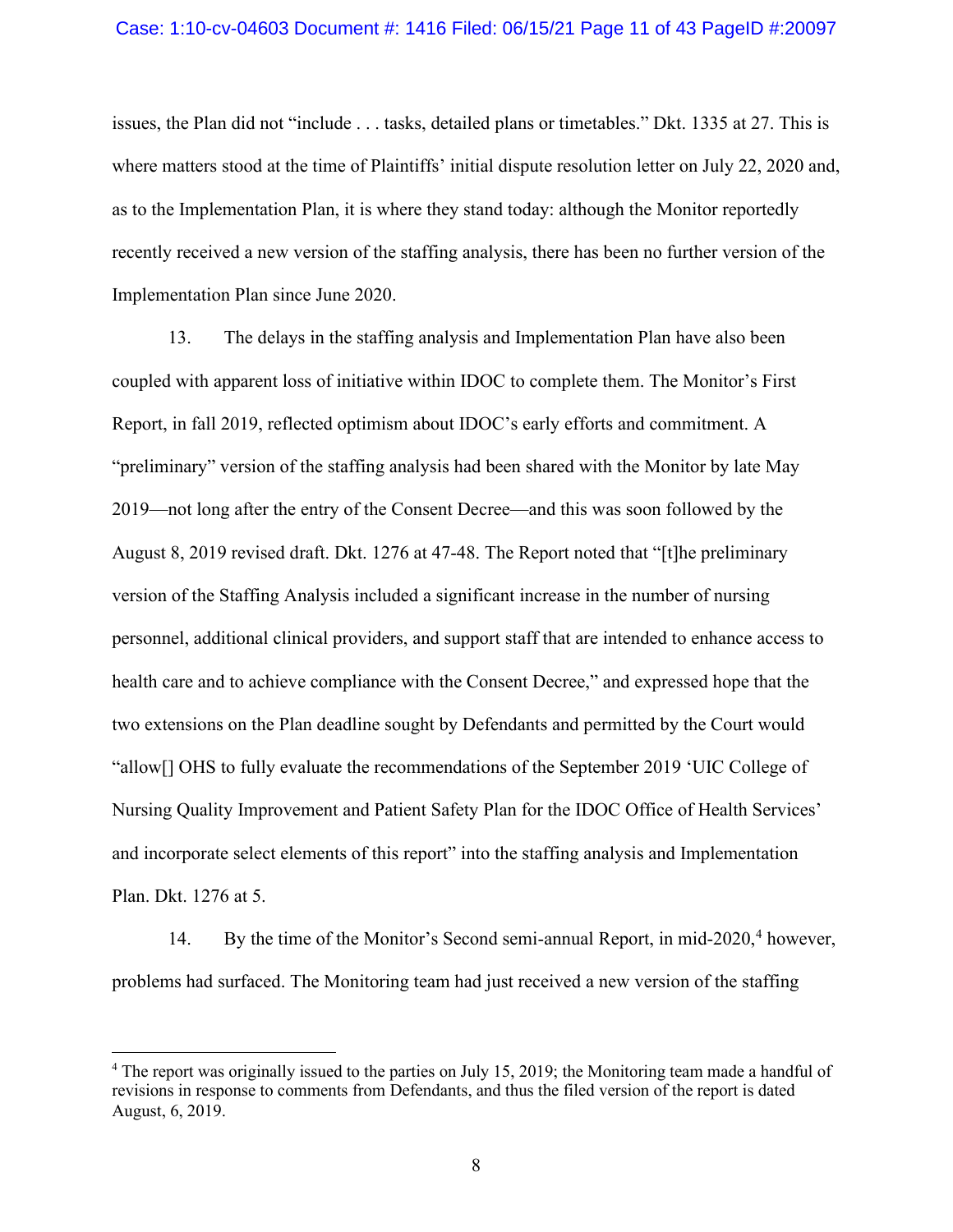issues, the Plan did not "include . . . tasks, detailed plans or timetables." Dkt. 1335 at 27. This is where matters stood at the time of Plaintiffs' initial dispute resolution letter on July 22, 2020 and, as to the Implementation Plan, it is where they stand today: although the Monitor reportedly recently received a new version of the staffing analysis, there has been no further version of the Implementation Plan since June 2020.

13. The delays in the staffing analysis and Implementation Plan have also been coupled with apparent loss of initiative within IDOC to complete them. The Monitor's First Report, in fall 2019, reflected optimism about IDOC's early efforts and commitment. A "preliminary" version of the staffing analysis had been shared with the Monitor by late May 2019—not long after the entry of the Consent Decree—and this was soon followed by the August 8, 2019 revised draft. Dkt. 1276 at 47-48. The Report noted that "[t]he preliminary version of the Staffing Analysis included a significant increase in the number of nursing personnel, additional clinical providers, and support staff that are intended to enhance access to health care and to achieve compliance with the Consent Decree," and expressed hope that the two extensions on the Plan deadline sought by Defendants and permitted by the Court would "allow[] OHS to fully evaluate the recommendations of the September 2019 'UIC College of Nursing Quality Improvement and Patient Safety Plan for the IDOC Office of Health Services' and incorporate select elements of this report" into the staffing analysis and Implementation Plan. Dkt. 1276 at 5.

14. By the time of the Monitor's Second semi-annual Report, in mid-2020,[4] however, problems had surfaced. The Monitoring team had just received a new version of the staffing

[4] The report was originally issued to the parties on July 15, 2019; the Monitoring team made a handful of revisions in response to comments from Defendants, and thus the filed version of the report is dated August, 6, 2019.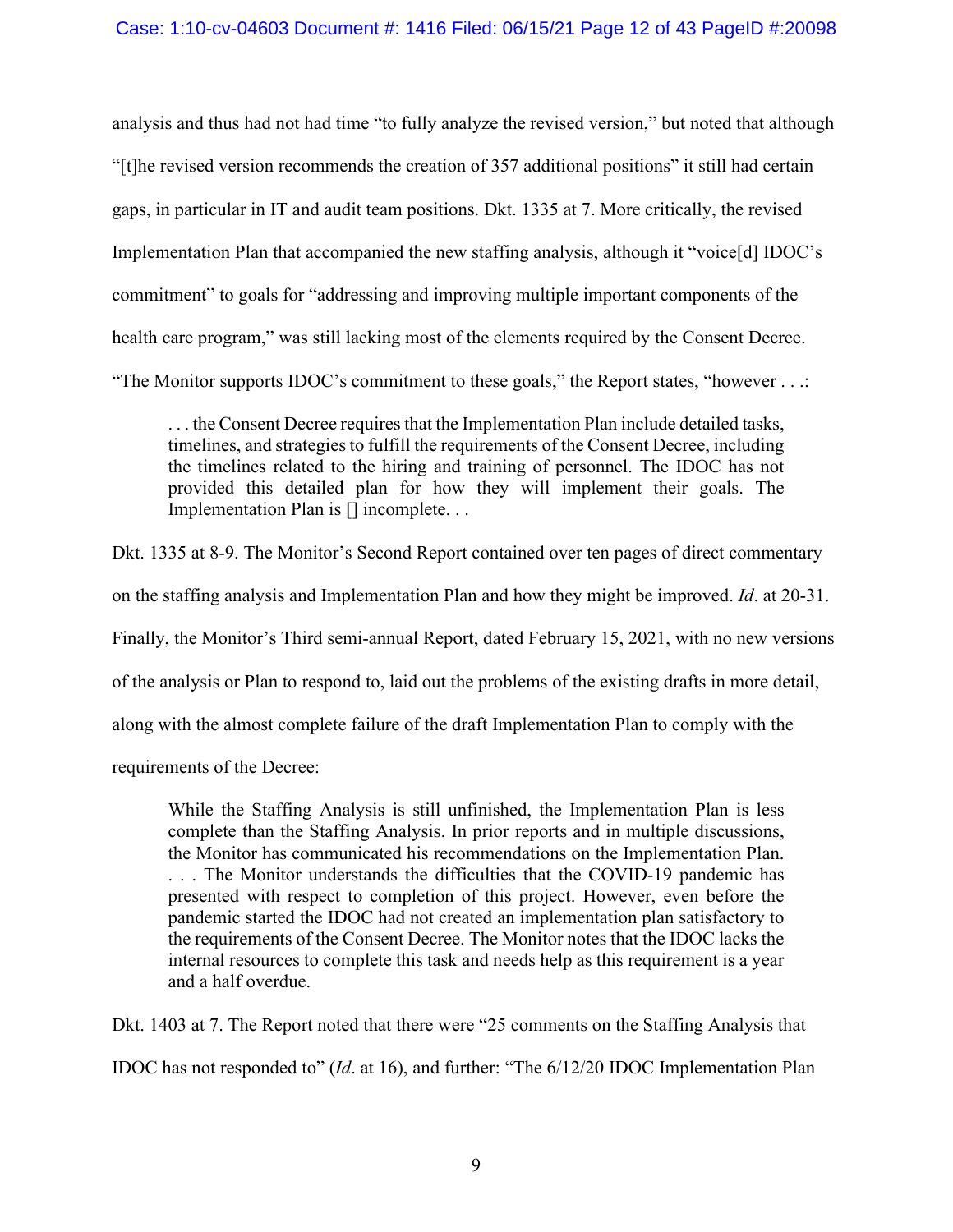analysis and thus had not had time "to fully analyze the revised version," but noted that although "[t]he revised version recommends the creation of 357 additional positions" it still had certain gaps, in particular in IT and audit team positions. Dkt. 1335 at 7. More critically, the revised Implementation Plan that accompanied the new staffing analysis, although it "voice[d] IDOC's commitment" to goals for "addressing and improving multiple important components of the health care program," was still lacking most of the elements required by the Consent Decree. "The Monitor supports IDOC's commitment to these goals," the Report states, "however . . .:

> . . . the Consent Decree requires that the Implementation Plan include detailed tasks, timelines, and strategies to fulfill the requirements of the Consent Decree, including the timelines related to the hiring and training of personnel. The IDOC has not provided this detailed plan for how they will implement their goals. The Implementation Plan is [] incomplete. . .

Dkt. 1335 at 8-9. The Monitor's Second Report contained over ten pages of direct commentary on the staffing analysis and Implementation Plan and how they might be improved. *Id*. at 20-31. Finally, the Monitor's Third semi-annual Report, dated February 15, 2021, with no new versions of the analysis or Plan to respond to, laid out the problems of the existing drafts in more detail, along with the almost complete failure of the draft Implementation Plan to comply with the requirements of the Decree:

> While the Staffing Analysis is still unfinished, the Implementation Plan is less complete than the Staffing Analysis. In prior reports and in multiple discussions, the Monitor has communicated his recommendations on the Implementation Plan. . . . The Monitor understands the difficulties that the COVID-19 pandemic has presented with respect to completion of this project. However, even before the pandemic started the IDOC had not created an implementation plan satisfactory to the requirements of the Consent Decree. The Monitor notes that the IDOC lacks the internal resources to complete this task and needs help as this requirement is a year and a half overdue.

Dkt. 1403 at 7. The Report noted that there were "25 comments on the Staffing Analysis that IDOC has not responded to" (*Id*. at 16), and further: "The 6/12/20 IDOC Implementation Plan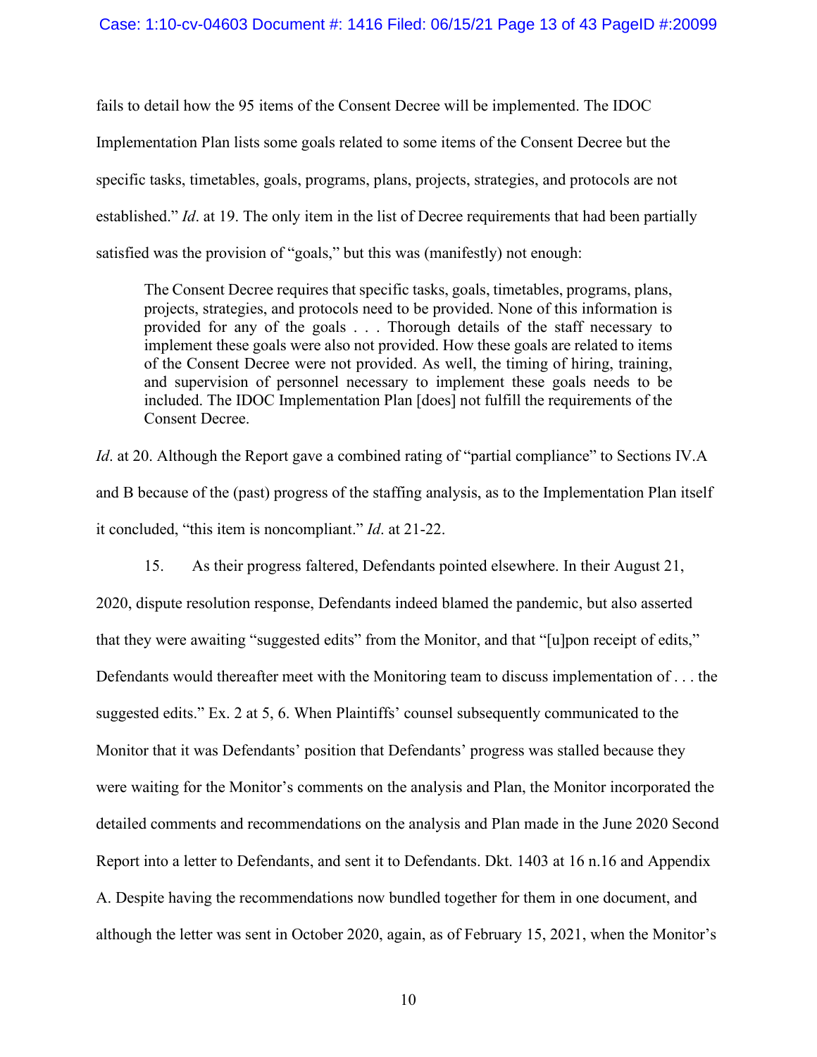fails to detail how the 95 items of the Consent Decree will be implemented. The IDOC Implementation Plan lists some goals related to some items of the Consent Decree but the specific tasks, timetables, goals, programs, plans, projects, strategies, and protocols are not established." *Id*. at 19. The only item in the list of Decree requirements that had been partially satisfied was the provision of "goals," but this was (manifestly) not enough:

> The Consent Decree requires that specific tasks, goals, timetables, programs, plans, projects, strategies, and protocols need to be provided. None of this information is provided for any of the goals . . . Thorough details of the staff necessary to implement these goals were also not provided. How these goals are related to items of the Consent Decree were not provided. As well, the timing of hiring, training, and supervision of personnel necessary to implement these goals needs to be included. The IDOC Implementation Plan [does] not fulfill the requirements of the Consent Decree.

*Id*. at 20. Although the Report gave a combined rating of "partial compliance" to Sections IV.A and B because of the (past) progress of the staffing analysis, as to the Implementation Plan itself it concluded, "this item is noncompliant." *Id*. at 21-22.

15. As their progress faltered, Defendants pointed elsewhere. In their August 21, 2020, dispute resolution response, Defendants indeed blamed the pandemic, but also asserted that they were awaiting "suggested edits" from the Monitor, and that "[u]pon receipt of edits," Defendants would thereafter meet with the Monitoring team to discuss implementation of . . . the suggested edits." Ex. 2 at 5, 6. When Plaintiffs' counsel subsequently communicated to the Monitor that it was Defendants' position that Defendants' progress was stalled because they were waiting for the Monitor's comments on the analysis and Plan, the Monitor incorporated the detailed comments and recommendations on the analysis and Plan made in the June 2020 Second Report into a letter to Defendants, and sent it to Defendants. Dkt. 1403 at 16 n.16 and Appendix A. Despite having the recommendations now bundled together for them in one document, and although the letter was sent in October 2020, again, as of February 15, 2021, when the Monitor's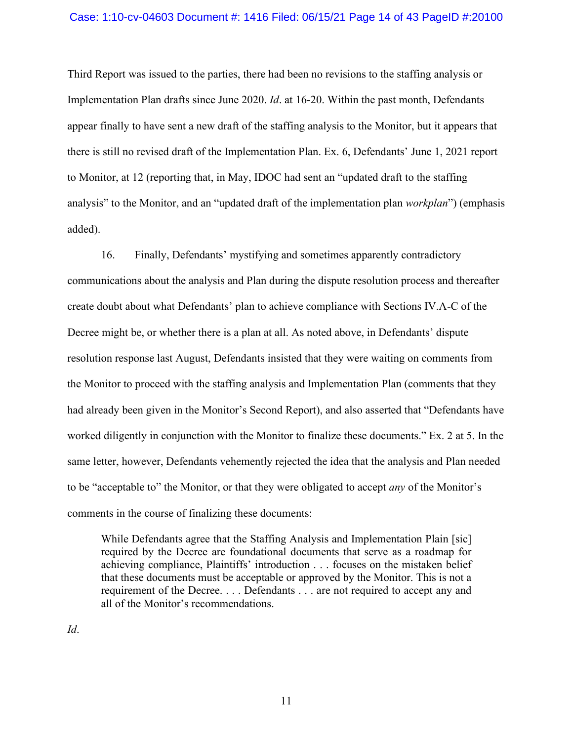Third Report was issued to the parties, there had been no revisions to the staffing analysis or Implementation Plan drafts since June 2020. *Id*. at 16-20. Within the past month, Defendants appear finally to have sent a new draft of the staffing analysis to the Monitor, but it appears that there is still no revised draft of the Implementation Plan. Ex. 6, Defendants' June 1, 2021 report to Monitor, at 12 (reporting that, in May, IDOC had sent an "updated draft to the staffing analysis" to the Monitor, and an "updated draft of the implementation plan *workplan*") (emphasis added).

16. Finally, Defendants' mystifying and sometimes apparently contradictory communications about the analysis and Plan during the dispute resolution process and thereafter create doubt about what Defendants' plan to achieve compliance with Sections IV.A-C of the Decree might be, or whether there is a plan at all. As noted above, in Defendants' dispute resolution response last August, Defendants insisted that they were waiting on comments from the Monitor to proceed with the staffing analysis and Implementation Plan (comments that they had already been given in the Monitor's Second Report), and also asserted that "Defendants have worked diligently in conjunction with the Monitor to finalize these documents." Ex. 2 at 5. In the same letter, however, Defendants vehemently rejected the idea that the analysis and Plan needed to be "acceptable to" the Monitor, or that they were obligated to accept *any* of the Monitor's comments in the course of finalizing these documents:

> While Defendants agree that the Staffing Analysis and Implementation Plain [sic] required by the Decree are foundational documents that serve as a roadmap for achieving compliance, Plaintiffs' introduction . . . focuses on the mistaken belief that these documents must be acceptable or approved by the Monitor. This is not a requirement of the Decree. . . . Defendants . . . are not required to accept any and all of the Monitor's recommendations.

*Id*.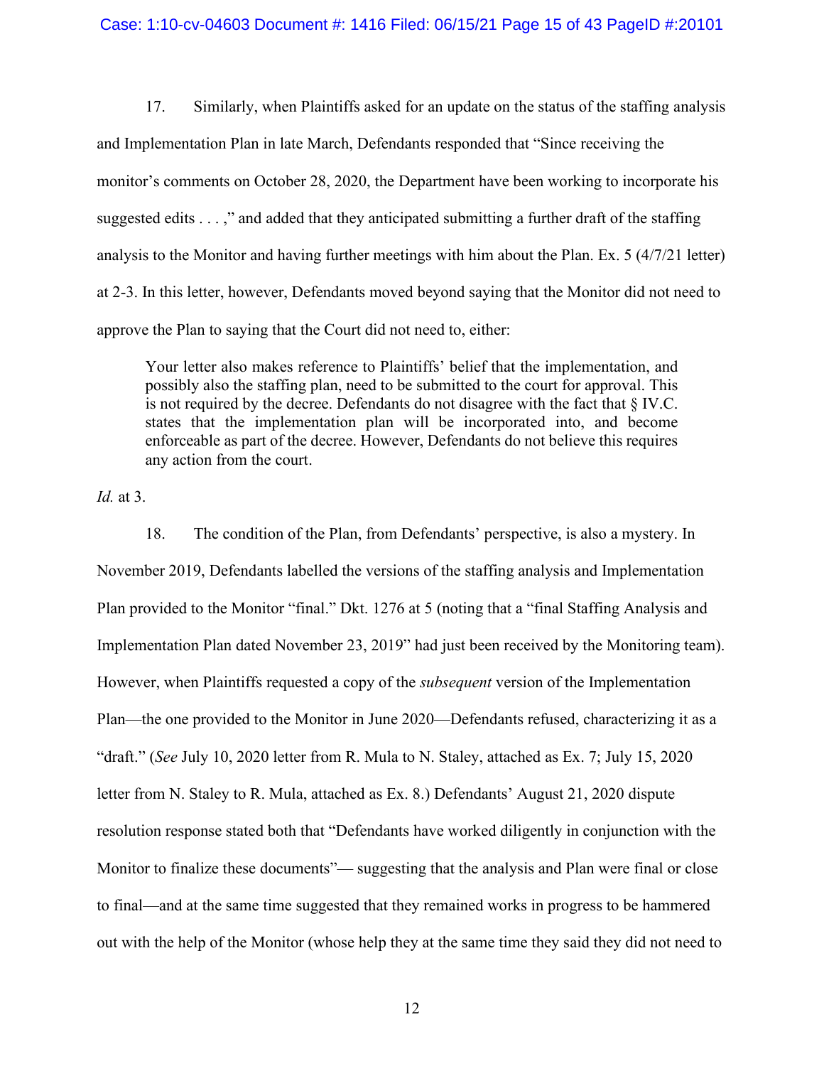17. Similarly, when Plaintiffs asked for an update on the status of the staffing analysis and Implementation Plan in late March, Defendants responded that "Since receiving the monitor's comments on October 28, 2020, the Department have been working to incorporate his suggested edits . . . ," and added that they anticipated submitting a further draft of the staffing analysis to the Monitor and having further meetings with him about the Plan. Ex. 5 (4/7/21 letter) at 2-3. In this letter, however, Defendants moved beyond saying that the Monitor did not need to approve the Plan to saying that the Court did not need to, either:

> Your letter also makes reference to Plaintiffs' belief that the implementation, and possibly also the staffing plan, need to be submitted to the court for approval. This is not required by the decree. Defendants do not disagree with the fact that § IV.C. states that the implementation plan will be incorporated into, and become enforceable as part of the decree. However, Defendants do not believe this requires any action from the court.

*Id.* at 3.

18. The condition of the Plan, from Defendants' perspective, is also a mystery. In November 2019, Defendants labelled the versions of the staffing analysis and Implementation Plan provided to the Monitor "final." Dkt. 1276 at 5 (noting that a "final Staffing Analysis and Implementation Plan dated November 23, 2019" had just been received by the Monitoring team). However, when Plaintiffs requested a copy of the *subsequent* version of the Implementation Plan—the one provided to the Monitor in June 2020—Defendants refused, characterizing it as a "draft." (*See* July 10, 2020 letter from R. Mula to N. Staley, attached as Ex. 7; July 15, 2020 letter from N. Staley to R. Mula, attached as Ex. 8.) Defendants' August 21, 2020 dispute resolution response stated both that "Defendants have worked diligently in conjunction with the Monitor to finalize these documents"— suggesting that the analysis and Plan were final or close to final—and at the same time suggested that they remained works in progress to be hammered out with the help of the Monitor (whose help they at the same time they said they did not need to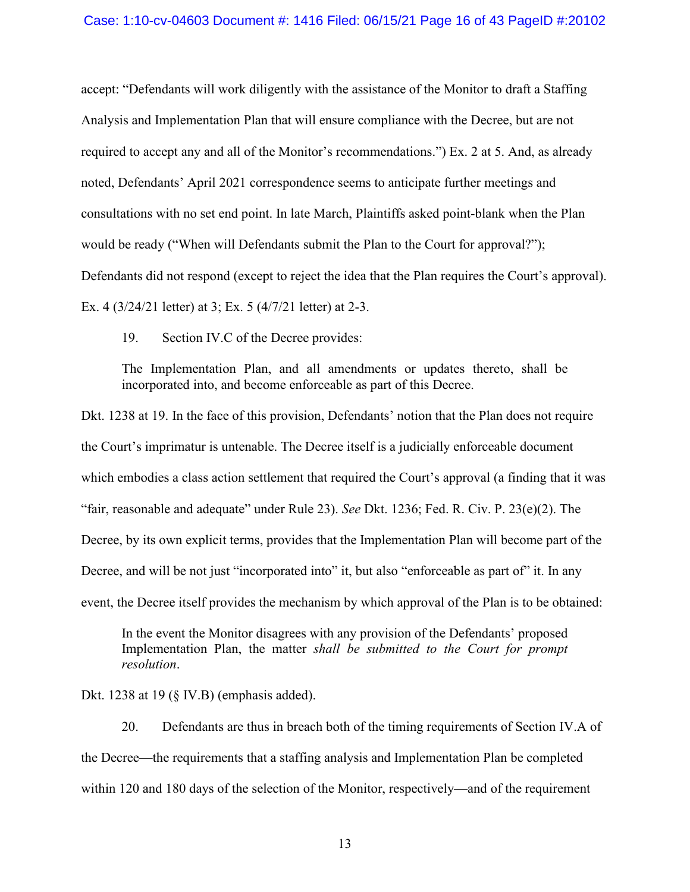accept: "Defendants will work diligently with the assistance of the Monitor to draft a Staffing Analysis and Implementation Plan that will ensure compliance with the Decree, but are not required to accept any and all of the Monitor's recommendations.") Ex. 2 at 5. And, as already noted, Defendants' April 2021 correspondence seems to anticipate further meetings and consultations with no set end point. In late March, Plaintiffs asked point-blank when the Plan would be ready ("When will Defendants submit the Plan to the Court for approval?"); Defendants did not respond (except to reject the idea that the Plan requires the Court's approval). Ex. 4 (3/24/21 letter) at 3; Ex. 5 (4/7/21 letter) at 2-3.

19. Section IV.C of the Decree provides:

> The Implementation Plan, and all amendments or updates thereto, shall be incorporated into, and become enforceable as part of this Decree.

Dkt. 1238 at 19. In the face of this provision, Defendants' notion that the Plan does not require the Court's imprimatur is untenable. The Decree itself is a judicially enforceable document which embodies a class action settlement that required the Court's approval (a finding that it was "fair, reasonable and adequate" under Rule 23). *See* Dkt. 1236; Fed. R. Civ. P. 23(e)(2). The Decree, by its own explicit terms, provides that the Implementation Plan will become part of the Decree, and will be not just "incorporated into" it, but also "enforceable as part of" it. In any event, the Decree itself provides the mechanism by which approval of the Plan is to be obtained:

> In the event the Monitor disagrees with any provision of the Defendants' proposed Implementation Plan, the matter *shall be submitted to the Court for prompt resolution*.

Dkt. 1238 at 19 (§ IV.B) (emphasis added).

20. Defendants are thus in breach both of the timing requirements of Section IV.A of the Decree—the requirements that a staffing analysis and Implementation Plan be completed within 120 and 180 days of the selection of the Monitor, respectively—and of the requirement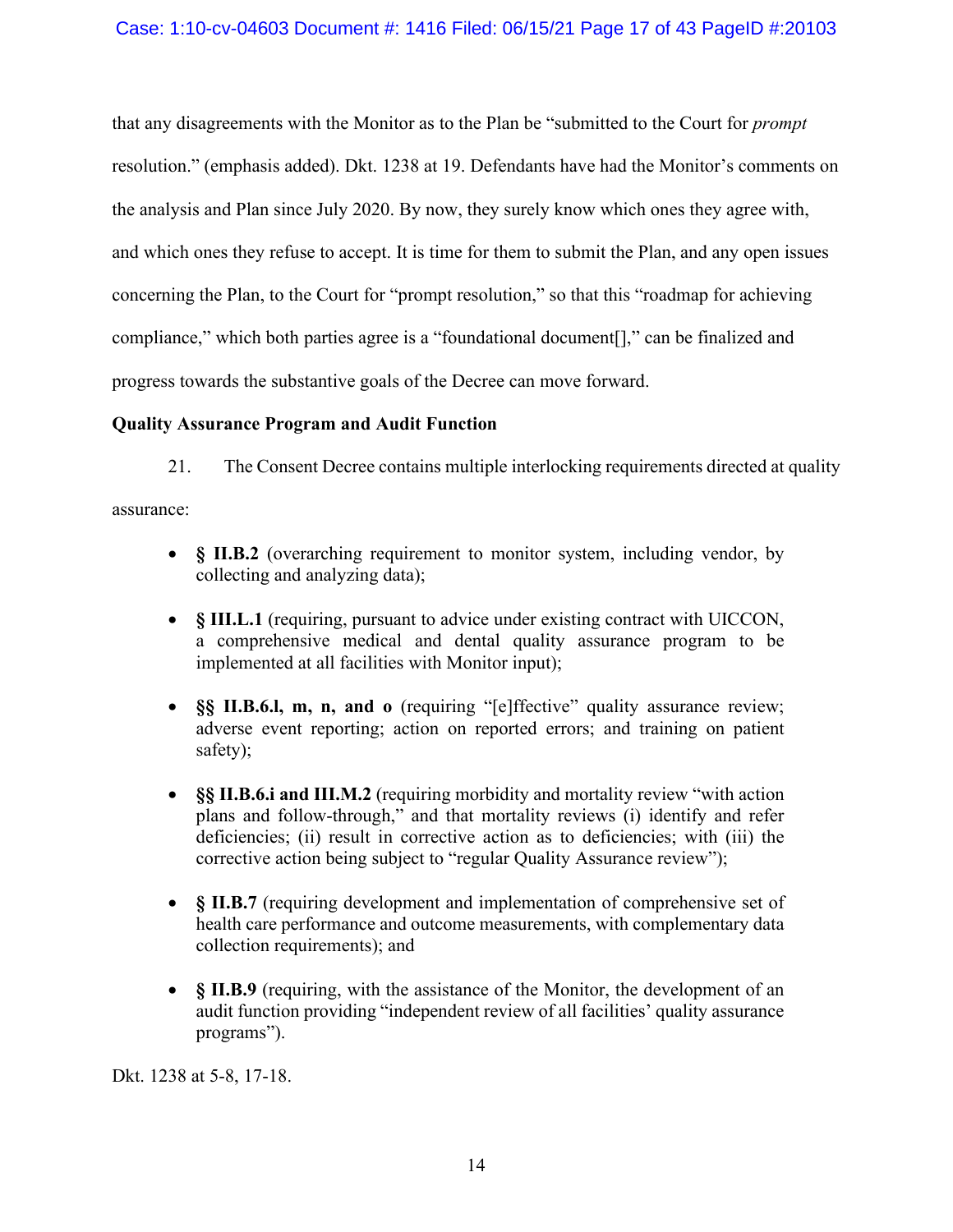that any disagreements with the Monitor as to the Plan be "submitted to the Court for *prompt* resolution." (emphasis added). Dkt. 1238 at 19. Defendants have had the Monitor's comments on the analysis and Plan since July 2020. By now, they surely know which ones they agree with, and which ones they refuse to accept. It is time for them to submit the Plan, and any open issues concerning the Plan, to the Court for "prompt resolution," so that this "roadmap for achieving compliance," which both parties agree is a "foundational document[]," can be finalized and progress towards the substantive goals of the Decree can move forward.

**Quality Assurance Program and Audit Function**

21. The Consent Decree contains multiple interlocking requirements directed at quality assurance:

- **§ II.B.2** (overarching requirement to monitor system, including vendor, by collecting and analyzing data);
- **§ III.L.1** (requiring, pursuant to advice under existing contract with UICCON, a comprehensive medical and dental quality assurance program to be implemented at all facilities with Monitor input);
- **§§ II.B.6.l, m, n, and o** (requiring "[e]ffective" quality assurance review; adverse event reporting; action on reported errors; and training on patient safety);
- **§§ II.B.6.i and III.M.2** (requiring morbidity and mortality review "with action plans and follow-through," and that mortality reviews (i) identify and refer deficiencies; (ii) result in corrective action as to deficiencies; with (iii) the corrective action being subject to "regular Quality Assurance review");
- **§ II.B.7** (requiring development and implementation of comprehensive set of health care performance and outcome measurements, with complementary data collection requirements); and
- **§ II.B.9** (requiring, with the assistance of the Monitor, the development of an audit function providing "independent review of all facilities' quality assurance programs").

Dkt. 1238 at 5-8, 17-18.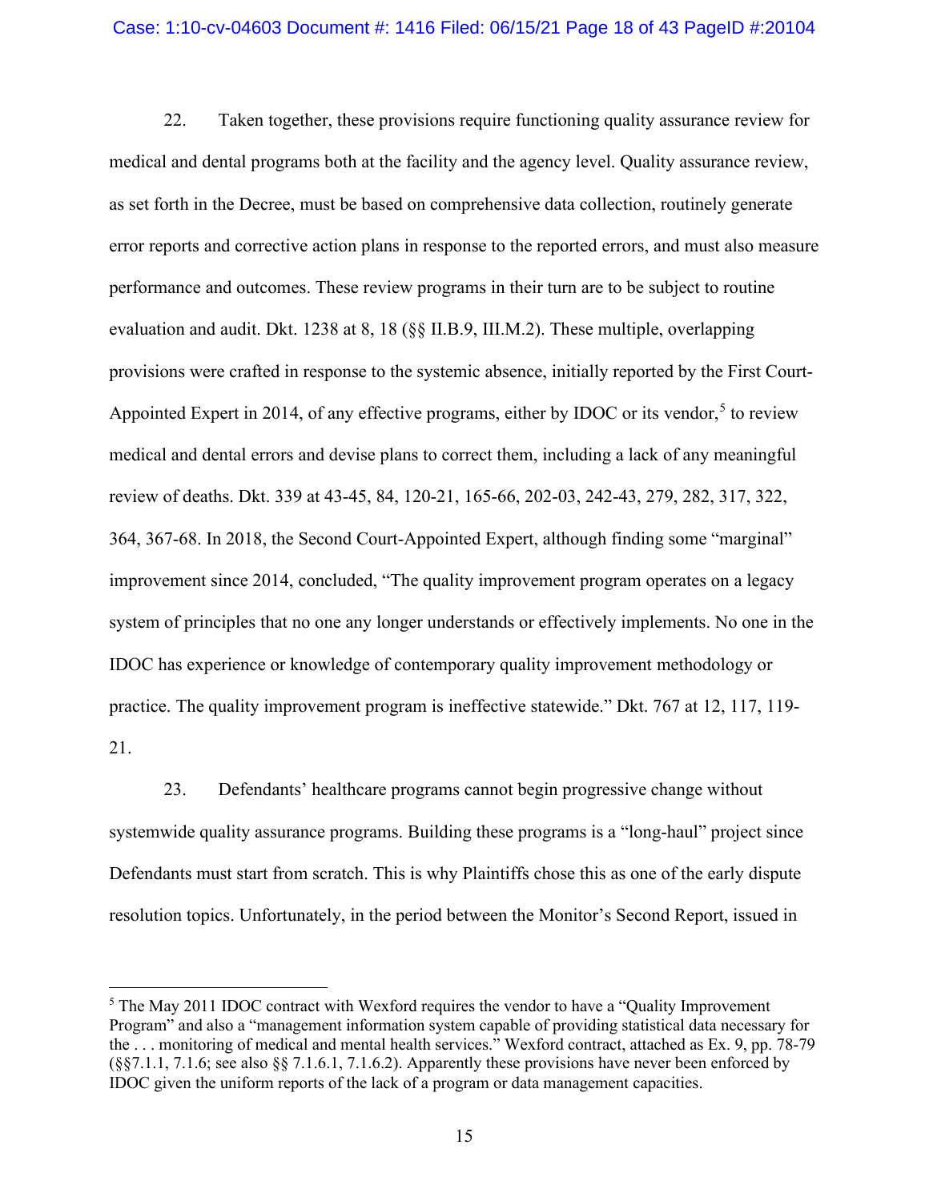22. Taken together, these provisions require functioning quality assurance review for medical and dental programs both at the facility and the agency level. Quality assurance review, as set forth in the Decree, must be based on comprehensive data collection, routinely generate error reports and corrective action plans in response to the reported errors, and must also measure performance and outcomes. These review programs in their turn are to be subject to routine evaluation and audit. Dkt. 1238 at 8, 18 (§§ II.B.9, III.M.2). These multiple, overlapping provisions were crafted in response to the systemic absence, initially reported by the First Court-Appointed Expert in 2014, of any effective programs, either by IDOC or its vendor,[5] to review medical and dental errors and devise plans to correct them, including a lack of any meaningful review of deaths. Dkt. 339 at 43-45, 84, 120-21, 165-66, 202-03, 242-43, 279, 282, 317, 322, 364, 367-68. In 2018, the Second Court-Appointed Expert, although finding some "marginal" improvement since 2014, concluded, "The quality improvement program operates on a legacy system of principles that no one any longer understands or effectively implements. No one in the IDOC has experience or knowledge of contemporary quality improvement methodology or practice. The quality improvement program is ineffective statewide." Dkt. 767 at 12, 117, 119-21.

23. Defendants' healthcare programs cannot begin progressive change without systemwide quality assurance programs. Building these programs is a "long-haul" project since Defendants must start from scratch. This is why Plaintiffs chose this as one of the early dispute resolution topics. Unfortunately, in the period between the Monitor's Second Report, issued in

[5] The May 2011 IDOC contract with Wexford requires the vendor to have a "Quality Improvement Program" and also a "management information system capable of providing statistical data necessary for the . . . monitoring of medical and mental health services." Wexford contract, attached as Ex. 9, pp. 78-79 (§§7.1.1, 7.1.6; see also §§ 7.1.6.1, 7.1.6.2). Apparently these provisions have never been enforced by IDOC given the uniform reports of the lack of a program or data management capacities.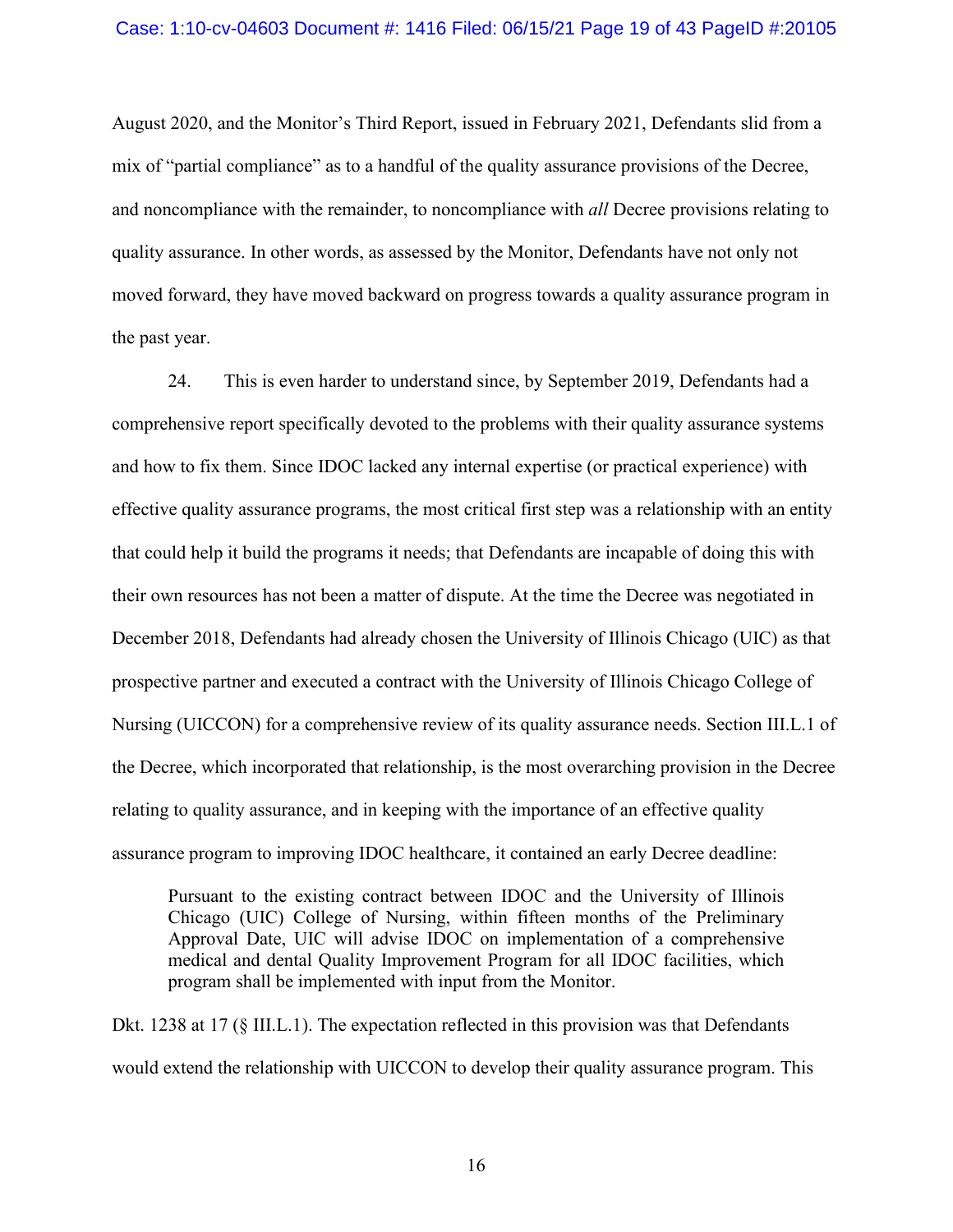August 2020, and the Monitor's Third Report, issued in February 2021, Defendants slid from a mix of "partial compliance" as to a handful of the quality assurance provisions of the Decree, and noncompliance with the remainder, to noncompliance with *all* Decree provisions relating to quality assurance. In other words, as assessed by the Monitor, Defendants have not only not moved forward, they have moved backward on progress towards a quality assurance program in the past year.

24. This is even harder to understand since, by September 2019, Defendants had a comprehensive report specifically devoted to the problems with their quality assurance systems and how to fix them. Since IDOC lacked any internal expertise (or practical experience) with effective quality assurance programs, the most critical first step was a relationship with an entity that could help it build the programs it needs; that Defendants are incapable of doing this with their own resources has not been a matter of dispute. At the time the Decree was negotiated in December 2018, Defendants had already chosen the University of Illinois Chicago (UIC) as that prospective partner and executed a contract with the University of Illinois Chicago College of Nursing (UICCON) for a comprehensive review of its quality assurance needs. Section III.L.1 of the Decree, which incorporated that relationship, is the most overarching provision in the Decree relating to quality assurance, and in keeping with the importance of an effective quality assurance program to improving IDOC healthcare, it contained an early Decree deadline:

> Pursuant to the existing contract between IDOC and the University of Illinois Chicago (UIC) College of Nursing, within fifteen months of the Preliminary Approval Date, UIC will advise IDOC on implementation of a comprehensive medical and dental Quality Improvement Program for all IDOC facilities, which program shall be implemented with input from the Monitor.

Dkt. 1238 at 17 (§ III.L.1). The expectation reflected in this provision was that Defendants would extend the relationship with UICCON to develop their quality assurance program. This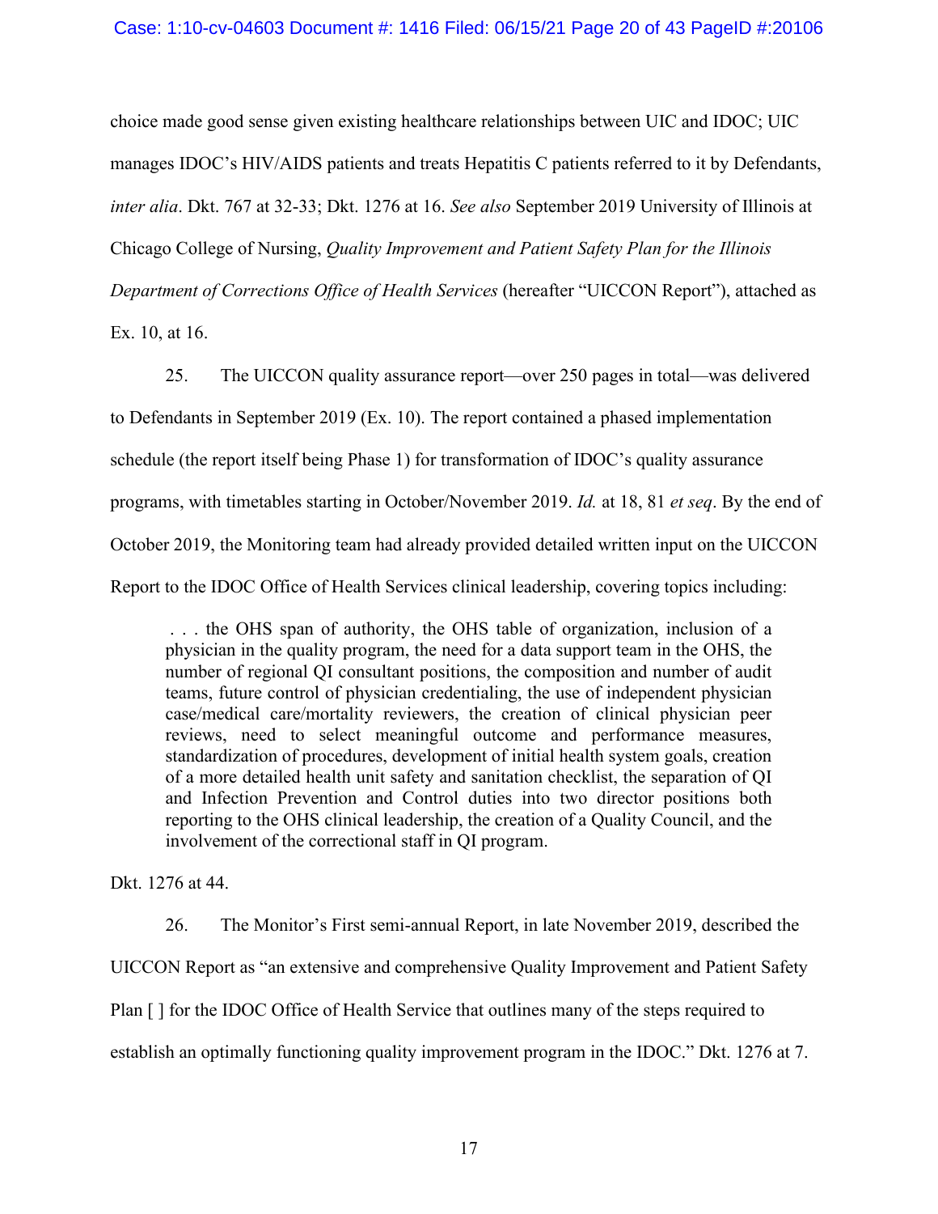choice made good sense given existing healthcare relationships between UIC and IDOC; UIC manages IDOC's HIV/AIDS patients and treats Hepatitis C patients referred to it by Defendants, *inter alia*. Dkt. 767 at 32-33; Dkt. 1276 at 16. *See also* September 2019 University of Illinois at Chicago College of Nursing, *Quality Improvement and Patient Safety Plan for the Illinois Department of Corrections Office of Health Services* (hereafter "UICCON Report"), attached as Ex. 10, at 16.

25. The UICCON quality assurance report—over 250 pages in total—was delivered to Defendants in September 2019 (Ex. 10). The report contained a phased implementation schedule (the report itself being Phase 1) for transformation of IDOC's quality assurance programs, with timetables starting in October/November 2019. *Id.* at 18, 81 *et seq*. By the end of October 2019, the Monitoring team had already provided detailed written input on the UICCON Report to the IDOC Office of Health Services clinical leadership, covering topics including:

> . . . the OHS span of authority, the OHS table of organization, inclusion of a physician in the quality program, the need for a data support team in the OHS, the number of regional QI consultant positions, the composition and number of audit teams, future control of physician credentialing, the use of independent physician case/medical care/mortality reviewers, the creation of clinical physician peer reviews, need to select meaningful outcome and performance measures, standardization of procedures, development of initial health system goals, creation of a more detailed health unit safety and sanitation checklist, the separation of QI and Infection Prevention and Control duties into two director positions both reporting to the OHS clinical leadership, the creation of a Quality Council, and the involvement of the correctional staff in QI program.

Dkt. 1276 at 44.

26. The Monitor's First semi-annual Report, in late November 2019, described the UICCON Report as "an extensive and comprehensive Quality Improvement and Patient Safety Plan [ ] for the IDOC Office of Health Service that outlines many of the steps required to establish an optimally functioning quality improvement program in the IDOC." Dkt. 1276 at 7.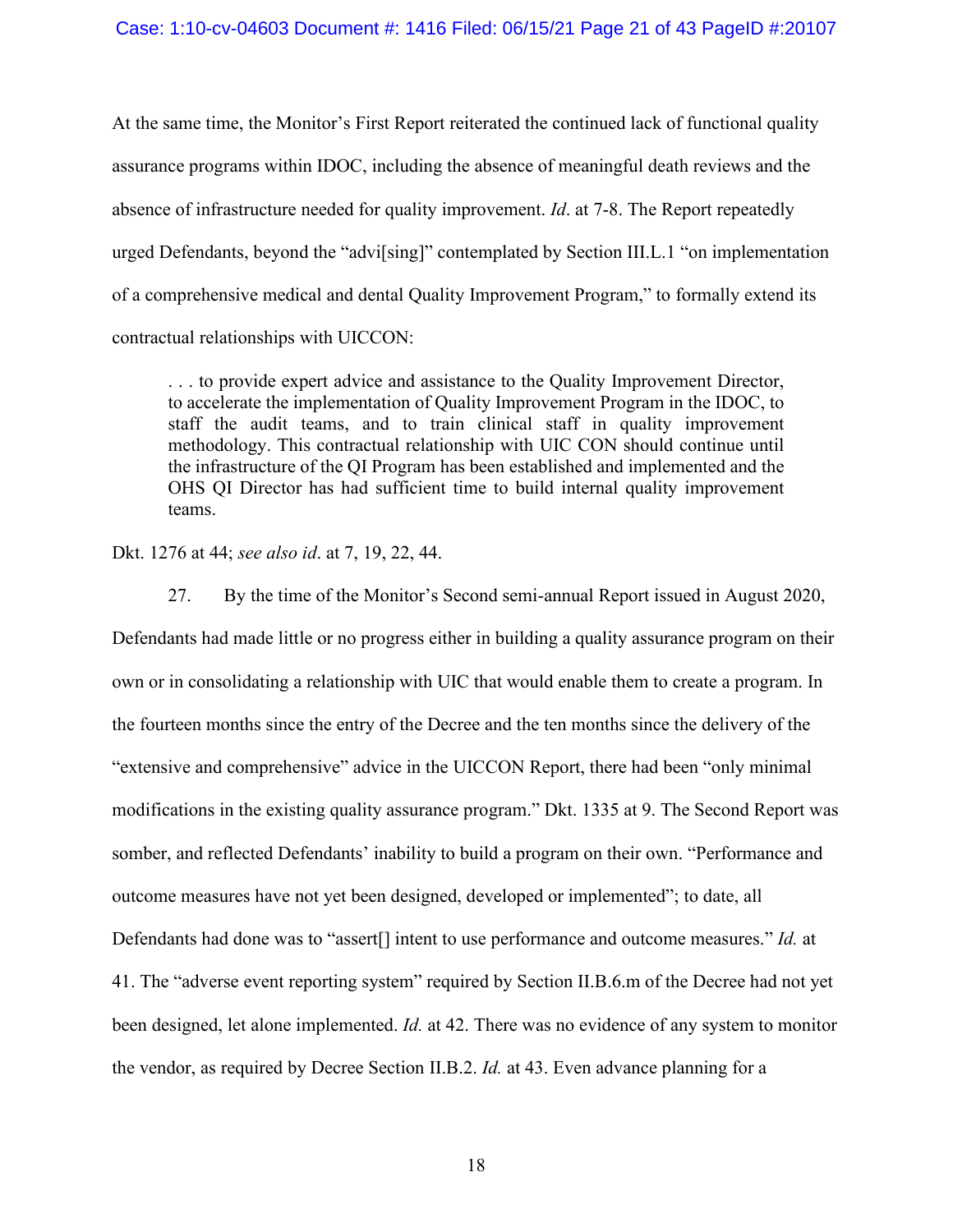At the same time, the Monitor's First Report reiterated the continued lack of functional quality assurance programs within IDOC, including the absence of meaningful death reviews and the absence of infrastructure needed for quality improvement. *Id*. at 7-8. The Report repeatedly urged Defendants, beyond the "advi[sing]" contemplated by Section III.L.1 "on implementation of a comprehensive medical and dental Quality Improvement Program," to formally extend its contractual relationships with UICCON:

> . . . to provide expert advice and assistance to the Quality Improvement Director, to accelerate the implementation of Quality Improvement Program in the IDOC, to staff the audit teams, and to train clinical staff in quality improvement methodology. This contractual relationship with UIC CON should continue until the infrastructure of the QI Program has been established and implemented and the OHS QI Director has had sufficient time to build internal quality improvement teams.

Dkt. 1276 at 44; *see also id*. at 7, 19, 22, 44.

27. By the time of the Monitor's Second semi-annual Report issued in August 2020, Defendants had made little or no progress either in building a quality assurance program on their own or in consolidating a relationship with UIC that would enable them to create a program. In the fourteen months since the entry of the Decree and the ten months since the delivery of the "extensive and comprehensive" advice in the UICCON Report, there had been "only minimal modifications in the existing quality assurance program." Dkt. 1335 at 9. The Second Report was somber, and reflected Defendants' inability to build a program on their own. "Performance and outcome measures have not yet been designed, developed or implemented"; to date, all Defendants had done was to "assert[] intent to use performance and outcome measures." *Id.* at 41. The "adverse event reporting system" required by Section II.B.6.m of the Decree had not yet been designed, let alone implemented. *Id.* at 42. There was no evidence of any system to monitor the vendor, as required by Decree Section II.B.2. *Id.* at 43. Even advance planning for a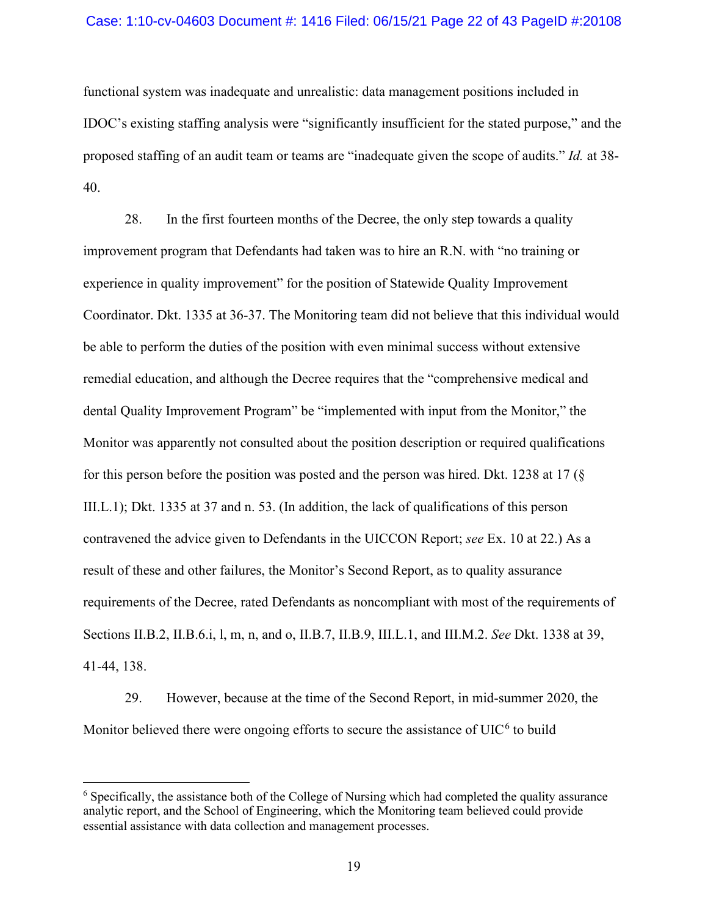functional system was inadequate and unrealistic: data management positions included in IDOC's existing staffing analysis were "significantly insufficient for the stated purpose," and the proposed staffing of an audit team or teams are "inadequate given the scope of audits." *Id.* at 38-40.

28. In the first fourteen months of the Decree, the only step towards a quality improvement program that Defendants had taken was to hire an R.N. with "no training or experience in quality improvement" for the position of Statewide Quality Improvement Coordinator. Dkt. 1335 at 36-37. The Monitoring team did not believe that this individual would be able to perform the duties of the position with even minimal success without extensive remedial education, and although the Decree requires that the "comprehensive medical and dental Quality Improvement Program" be "implemented with input from the Monitor," the Monitor was apparently not consulted about the position description or required qualifications for this person before the position was posted and the person was hired. Dkt. 1238 at 17 (§ III.L.1); Dkt. 1335 at 37 and n. 53. (In addition, the lack of qualifications of this person contravened the advice given to Defendants in the UICCON Report; *see* Ex. 10 at 22.) As a result of these and other failures, the Monitor's Second Report, as to quality assurance requirements of the Decree, rated Defendants as noncompliant with most of the requirements of Sections II.B.2, II.B.6.i, l, m, n, and o, II.B.7, II.B.9, III.L.1, and III.M.2. *See* Dkt. 1338 at 39, 41-44, 138.

29. However, because at the time of the Second Report, in mid-summer 2020, the Monitor believed there were ongoing efforts to secure the assistance of UIC[6] to build

[6] Specifically, the assistance both of the College of Nursing which had completed the quality assurance analytic report, and the School of Engineering, which the Monitoring team believed could provide essential assistance with data collection and management processes.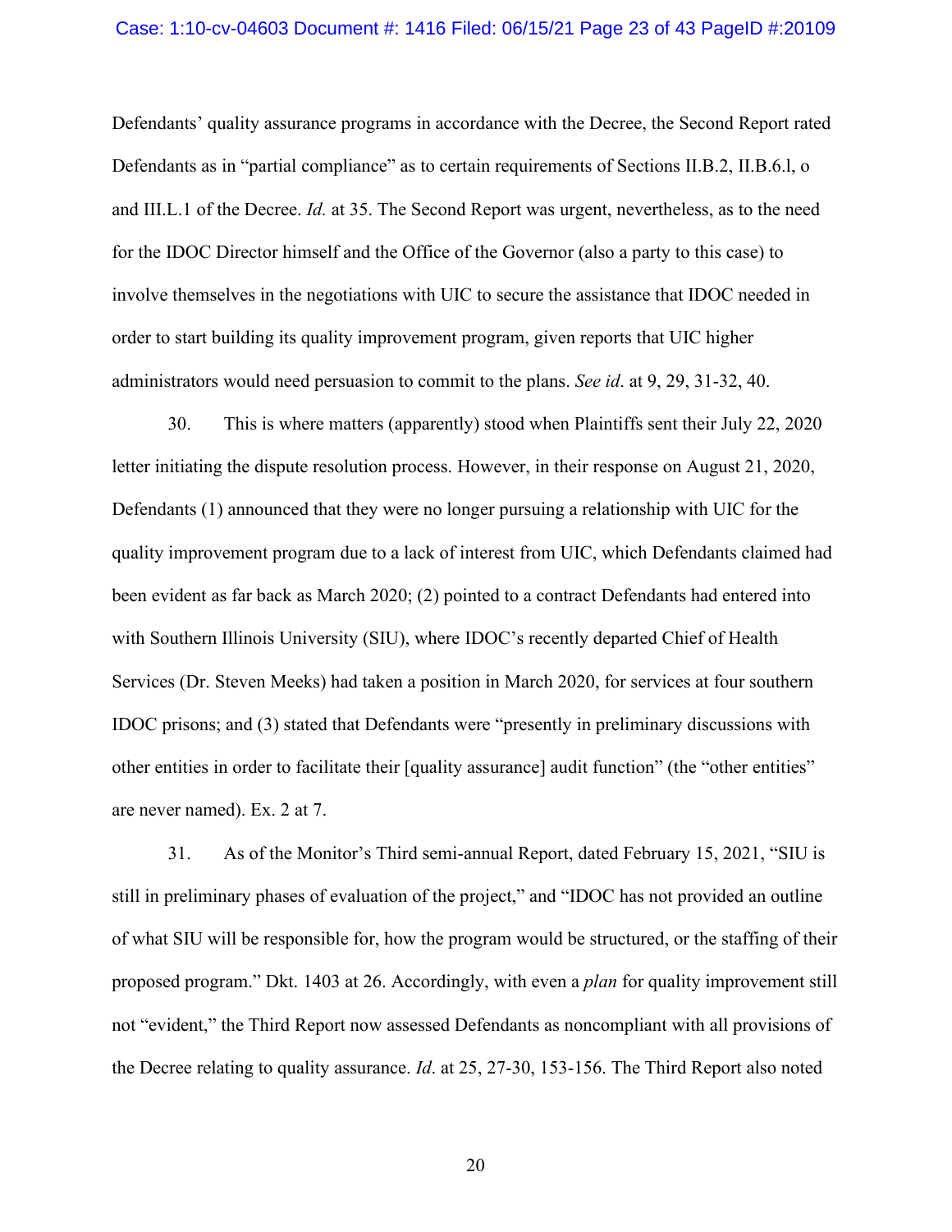Defendants' quality assurance programs in accordance with the Decree, the Second Report rated Defendants as in "partial compliance" as to certain requirements of Sections II.B.2, II.B.6.l, o and III.L.1 of the Decree. *Id.* at 35. The Second Report was urgent, nevertheless, as to the need for the IDOC Director himself and the Office of the Governor (also a party to this case) to involve themselves in the negotiations with UIC to secure the assistance that IDOC needed in order to start building its quality improvement program, given reports that UIC higher administrators would need persuasion to commit to the plans. *See id*. at 9, 29, 31-32, 40.

30. This is where matters (apparently) stood when Plaintiffs sent their July 22, 2020 letter initiating the dispute resolution process. However, in their response on August 21, 2020, Defendants (1) announced that they were no longer pursuing a relationship with UIC for the quality improvement program due to a lack of interest from UIC, which Defendants claimed had been evident as far back as March 2020; (2) pointed to a contract Defendants had entered into with Southern Illinois University (SIU), where IDOC's recently departed Chief of Health Services (Dr. Steven Meeks) had taken a position in March 2020, for services at four southern IDOC prisons; and (3) stated that Defendants were "presently in preliminary discussions with other entities in order to facilitate their [quality assurance] audit function" (the "other entities" are never named). Ex. 2 at 7.

31. As of the Monitor's Third semi-annual Report, dated February 15, 2021, "SIU is still in preliminary phases of evaluation of the project," and "IDOC has not provided an outline of what SIU will be responsible for, how the program would be structured, or the staffing of their proposed program." Dkt. 1403 at 26. Accordingly, with even a *plan* for quality improvement still not "evident," the Third Report now assessed Defendants as noncompliant with all provisions of the Decree relating to quality assurance. *Id*. at 25, 27-30, 153-156. The Third Report also noted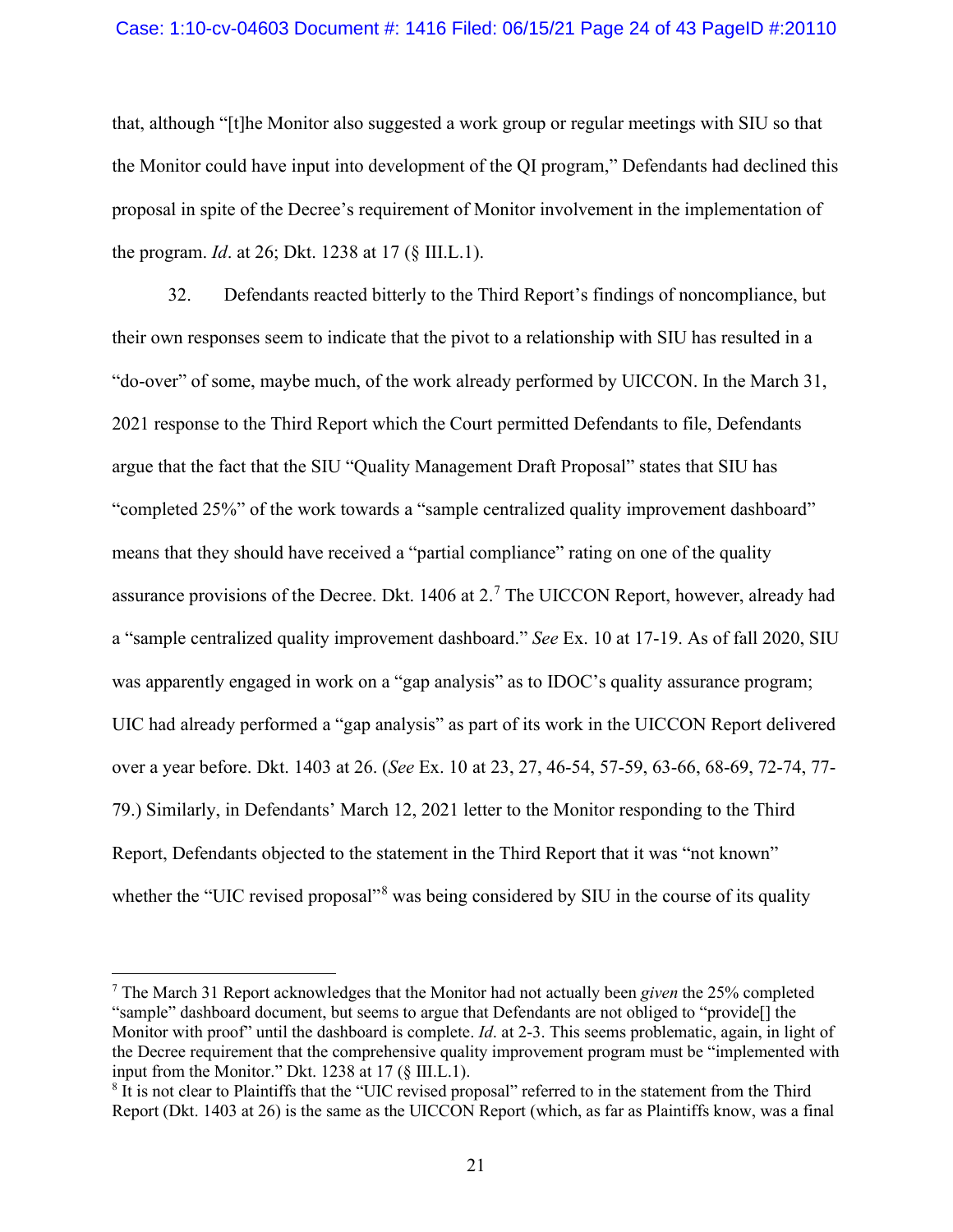that, although "[t]he Monitor also suggested a work group or regular meetings with SIU so that the Monitor could have input into development of the QI program," Defendants had declined this proposal in spite of the Decree's requirement of Monitor involvement in the implementation of the program. *Id*. at 26; Dkt. 1238 at 17 (§ III.L.1).

32. Defendants reacted bitterly to the Third Report's findings of noncompliance, but their own responses seem to indicate that the pivot to a relationship with SIU has resulted in a "do-over" of some, maybe much, of the work already performed by UICCON. In the March 31, 2021 response to the Third Report which the Court permitted Defendants to file, Defendants argue that the fact that the SIU "Quality Management Draft Proposal" states that SIU has "completed 25%" of the work towards a "sample centralized quality improvement dashboard" means that they should have received a "partial compliance" rating on one of the quality assurance provisions of the Decree. Dkt. 1406 at 2.[7] The UICCON Report, however, already had a "sample centralized quality improvement dashboard." *See* Ex. 10 at 17-19. As of fall 2020, SIU was apparently engaged in work on a "gap analysis" as to IDOC's quality assurance program; UIC had already performed a "gap analysis" as part of its work in the UICCON Report delivered over a year before. Dkt. 1403 at 26. (*See* Ex. 10 at 23, 27, 46-54, 57-59, 63-66, 68-69, 72-74, 77-79.) Similarly, in Defendants' March 12, 2021 letter to the Monitor responding to the Third Report, Defendants objected to the statement in the Third Report that it was "not known" whether the "UIC revised proposal"[8] was being considered by SIU in the course of its quality

---

[7] The March 31 Report acknowledges that the Monitor had not actually been *given* the 25% completed "sample" dashboard document, but seems to argue that Defendants are not obliged to "provide[] the Monitor with proof" until the dashboard is complete. *Id*. at 2-3. This seems problematic, again, in light of the Decree requirement that the comprehensive quality improvement program must be "implemented with input from the Monitor." Dkt. 1238 at 17 (§ III.L.1).

[8] It is not clear to Plaintiffs that the "UIC revised proposal" referred to in the statement from the Third Report (Dkt. 1403 at 26) is the same as the UICCON Report (which, as far as Plaintiffs know, was a final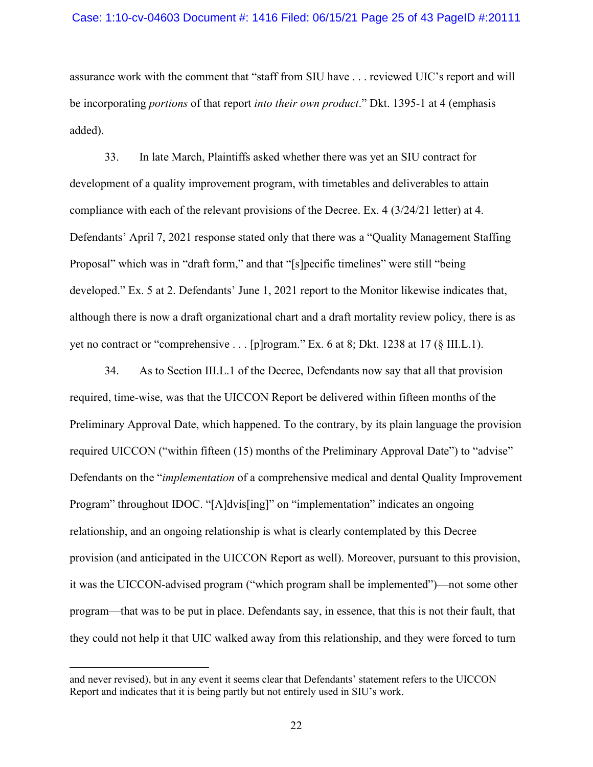assurance work with the comment that "staff from SIU have . . . reviewed UIC's report and will be incorporating *portions* of that report *into their own product*." Dkt. 1395-1 at 4 (emphasis added).

33. In late March, Plaintiffs asked whether there was yet an SIU contract for development of a quality improvement program, with timetables and deliverables to attain compliance with each of the relevant provisions of the Decree. Ex. 4 (3/24/21 letter) at 4. Defendants' April 7, 2021 response stated only that there was a "Quality Management Staffing Proposal" which was in "draft form," and that "[s]pecific timelines" were still "being developed." Ex. 5 at 2. Defendants' June 1, 2021 report to the Monitor likewise indicates that, although there is now a draft organizational chart and a draft mortality review policy, there is as yet no contract or "comprehensive . . . [p]rogram." Ex. 6 at 8; Dkt. 1238 at 17 (§ III.L.1).

34. As to Section III.L.1 of the Decree, Defendants now say that all that provision required, time-wise, was that the UICCON Report be delivered within fifteen months of the Preliminary Approval Date, which happened. To the contrary, by its plain language the provision required UICCON ("within fifteen (15) months of the Preliminary Approval Date") to "advise" Defendants on the "*implementation* of a comprehensive medical and dental Quality Improvement Program" throughout IDOC. "[A]dvis[ing]" on "implementation" indicates an ongoing relationship, and an ongoing relationship is what is clearly contemplated by this Decree provision (and anticipated in the UICCON Report as well). Moreover, pursuant to this provision, it was the UICCON-advised program ("which program shall be implemented")—not some other program—that was to be put in place. Defendants say, in essence, that this is not their fault, that they could not help it that UIC walked away from this relationship, and they were forced to turn

---

and never revised), but in any event it seems clear that Defendants' statement refers to the UICCON Report and indicates that it is being partly but not entirely used in SIU's work.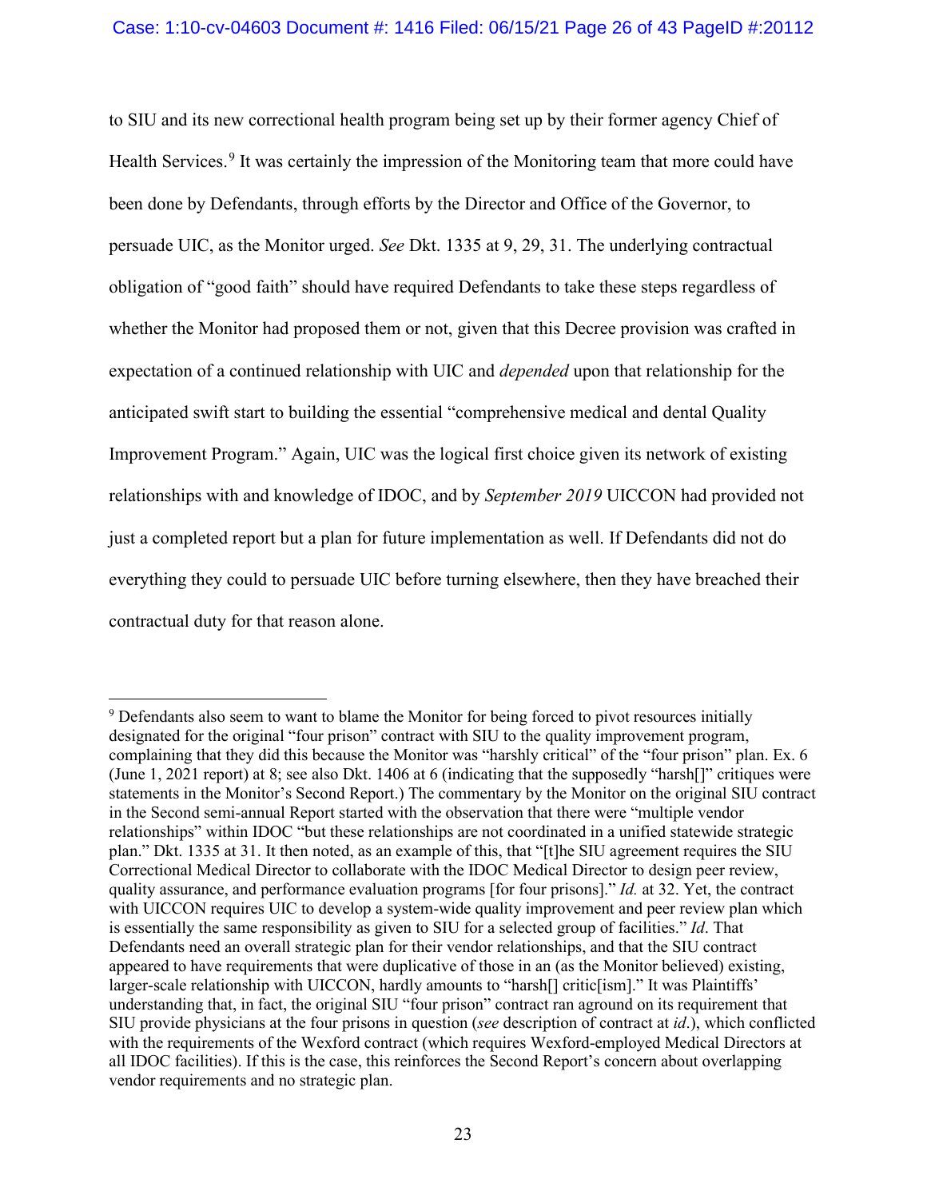to SIU and its new correctional health program being set up by their former agency Chief of Health Services.[9] It was certainly the impression of the Monitoring team that more could have been done by Defendants, through efforts by the Director and Office of the Governor, to persuade UIC, as the Monitor urged. *See* Dkt. 1335 at 9, 29, 31. The underlying contractual obligation of "good faith" should have required Defendants to take these steps regardless of whether the Monitor had proposed them or not, given that this Decree provision was crafted in expectation of a continued relationship with UIC and *depended* upon that relationship for the anticipated swift start to building the essential "comprehensive medical and dental Quality Improvement Program." Again, UIC was the logical first choice given its network of existing relationships with and knowledge of IDOC, and by *September 2019* UICCON had provided not just a completed report but a plan for future implementation as well. If Defendants did not do everything they could to persuade UIC before turning elsewhere, then they have breached their contractual duty for that reason alone.

---

[9] Defendants also seem to want to blame the Monitor for being forced to pivot resources initially designated for the original "four prison" contract with SIU to the quality improvement program, complaining that they did this because the Monitor was "harshly critical" of the "four prison" plan. Ex. 6 (June 1, 2021 report) at 8; see also Dkt. 1406 at 6 (indicating that the supposedly "harsh[]" critiques were statements in the Monitor's Second Report.) The commentary by the Monitor on the original SIU contract in the Second semi-annual Report started with the observation that there were "multiple vendor relationships" within IDOC "but these relationships are not coordinated in a unified statewide strategic plan." Dkt. 1335 at 31. It then noted, as an example of this, that "[t]he SIU agreement requires the SIU Correctional Medical Director to collaborate with the IDOC Medical Director to design peer review, quality assurance, and performance evaluation programs [for four prisons]." *Id.* at 32. Yet, the contract with UICCON requires UIC to develop a system-wide quality improvement and peer review plan which is essentially the same responsibility as given to SIU for a selected group of facilities." *Id*. That Defendants need an overall strategic plan for their vendor relationships, and that the SIU contract appeared to have requirements that were duplicative of those in an (as the Monitor believed) existing, larger-scale relationship with UICCON, hardly amounts to "harsh[] critic[ism]." It was Plaintiffs' understanding that, in fact, the original SIU "four prison" contract ran aground on its requirement that SIU provide physicians at the four prisons in question (*see* description of contract at *id*.), which conflicted with the requirements of the Wexford contract (which requires Wexford-employed Medical Directors at all IDOC facilities). If this is the case, this reinforces the Second Report's concern about overlapping vendor requirements and no strategic plan.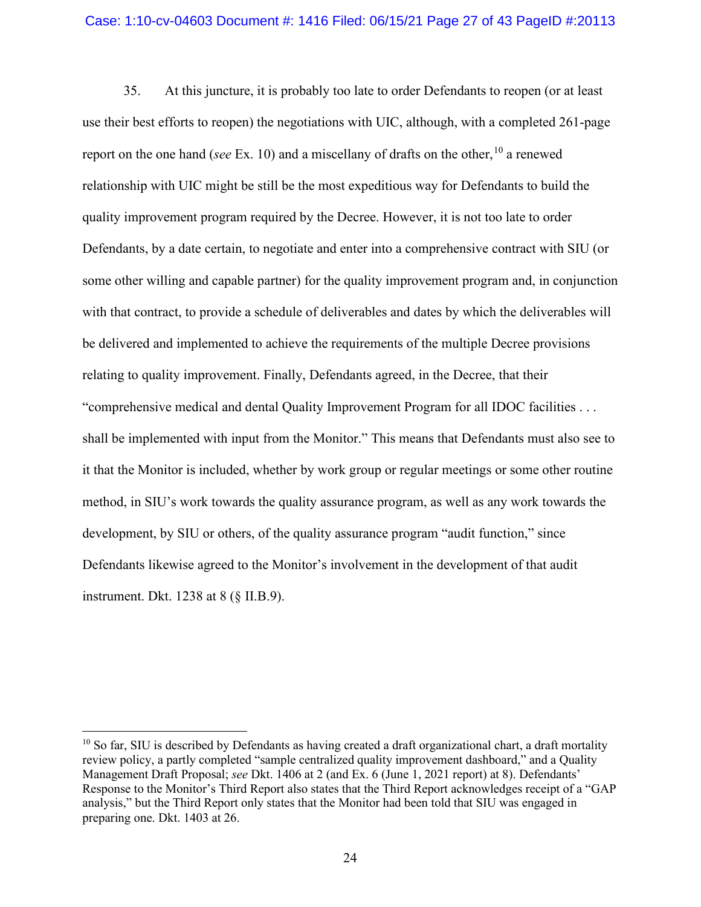35. At this juncture, it is probably too late to order Defendants to reopen (or at least use their best efforts to reopen) the negotiations with UIC, although, with a completed 261-page report on the one hand (*see* Ex. 10) and a miscellany of drafts on the other,[10] a renewed relationship with UIC might be still be the most expeditious way for Defendants to build the quality improvement program required by the Decree. However, it is not too late to order Defendants, by a date certain, to negotiate and enter into a comprehensive contract with SIU (or some other willing and capable partner) for the quality improvement program and, in conjunction with that contract, to provide a schedule of deliverables and dates by which the deliverables will be delivered and implemented to achieve the requirements of the multiple Decree provisions relating to quality improvement. Finally, Defendants agreed, in the Decree, that their "comprehensive medical and dental Quality Improvement Program for all IDOC facilities . . . shall be implemented with input from the Monitor." This means that Defendants must also see to it that the Monitor is included, whether by work group or regular meetings or some other routine method, in SIU's work towards the quality assurance program, as well as any work towards the development, by SIU or others, of the quality assurance program "audit function," since Defendants likewise agreed to the Monitor's involvement in the development of that audit instrument. Dkt. 1238 at 8 (§ II.B.9).

---

[10] So far, SIU is described by Defendants as having created a draft organizational chart, a draft mortality review policy, a partly completed "sample centralized quality improvement dashboard," and a Quality Management Draft Proposal; *see* Dkt. 1406 at 2 (and Ex. 6 (June 1, 2021 report) at 8). Defendants' Response to the Monitor's Third Report also states that the Third Report acknowledges receipt of a "GAP analysis," but the Third Report only states that the Monitor had been told that SIU was engaged in preparing one. Dkt. 1403 at 26.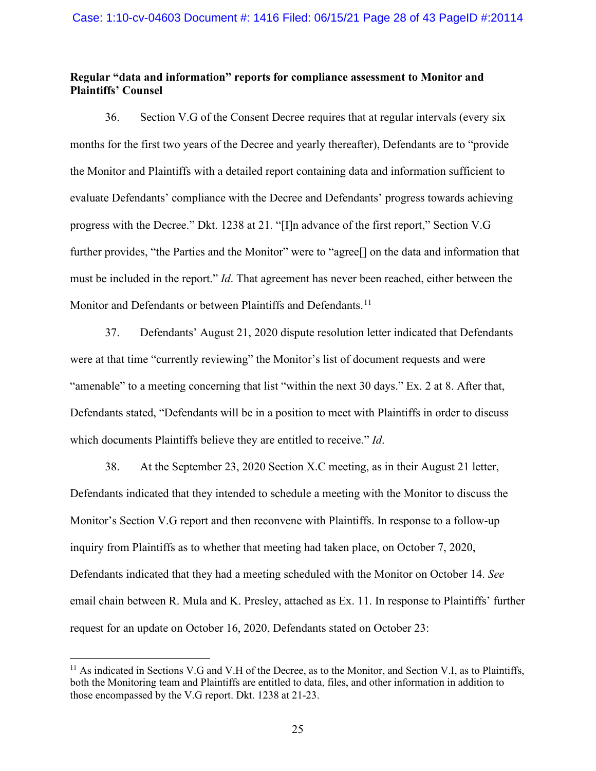**Regular "data and information" reports for compliance assessment to Monitor and Plaintiffs' Counsel**

36. Section V.G of the Consent Decree requires that at regular intervals (every six months for the first two years of the Decree and yearly thereafter), Defendants are to "provide the Monitor and Plaintiffs with a detailed report containing data and information sufficient to evaluate Defendants' compliance with the Decree and Defendants' progress towards achieving progress with the Decree." Dkt. 1238 at 21. "[I]n advance of the first report," Section V.G further provides, "the Parties and the Monitor" were to "agree[] on the data and information that must be included in the report." *Id*. That agreement has never been reached, either between the Monitor and Defendants or between Plaintiffs and Defendants.[11]

37. Defendants' August 21, 2020 dispute resolution letter indicated that Defendants were at that time "currently reviewing" the Monitor's list of document requests and were "amenable" to a meeting concerning that list "within the next 30 days." Ex. 2 at 8. After that, Defendants stated, "Defendants will be in a position to meet with Plaintiffs in order to discuss which documents Plaintiffs believe they are entitled to receive." *Id*.

38. At the September 23, 2020 Section X.C meeting, as in their August 21 letter, Defendants indicated that they intended to schedule a meeting with the Monitor to discuss the Monitor's Section V.G report and then reconvene with Plaintiffs. In response to a follow-up inquiry from Plaintiffs as to whether that meeting had taken place, on October 7, 2020, Defendants indicated that they had a meeting scheduled with the Monitor on October 14. *See* email chain between R. Mula and K. Presley, attached as Ex. 11. In response to Plaintiffs' further request for an update on October 16, 2020, Defendants stated on October 23:

[11] As indicated in Sections V.G and V.H of the Decree, as to the Monitor, and Section V.I, as to Plaintiffs, both the Monitoring team and Plaintiffs are entitled to data, files, and other information in addition to those encompassed by the V.G report. Dkt. 1238 at 21-23.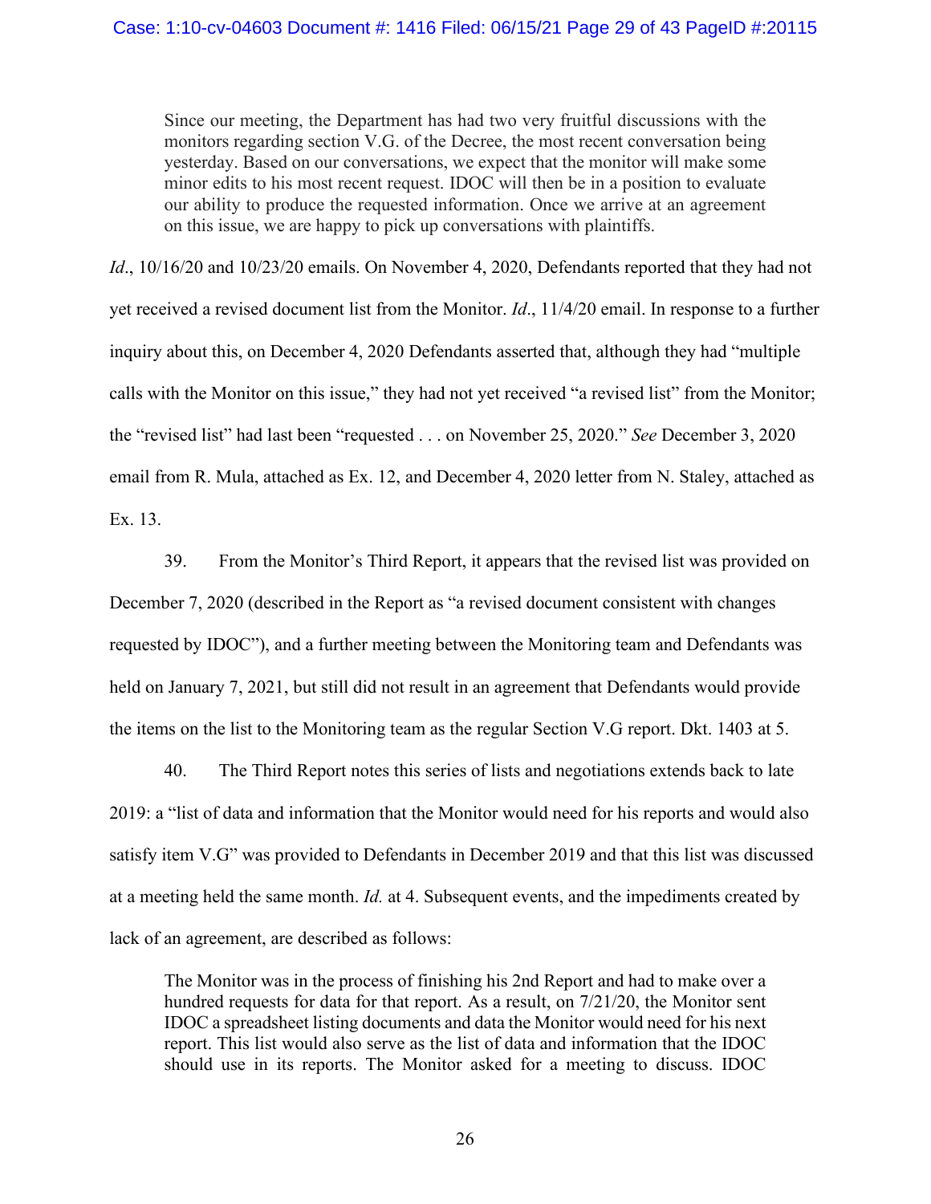> Since our meeting, the Department has had two very fruitful discussions with the monitors regarding section V.G. of the Decree, the most recent conversation being yesterday. Based on our conversations, we expect that the monitor will make some minor edits to his most recent request. IDOC will then be in a position to evaluate our ability to produce the requested information. Once we arrive at an agreement on this issue, we are happy to pick up conversations with plaintiffs.

*Id*., 10/16/20 and 10/23/20 emails. On November 4, 2020, Defendants reported that they had not yet received a revised document list from the Monitor. *Id*., 11/4/20 email. In response to a further inquiry about this, on December 4, 2020 Defendants asserted that, although they had "multiple calls with the Monitor on this issue," they had not yet received "a revised list" from the Monitor; the "revised list" had last been "requested . . . on November 25, 2020." *See* December 3, 2020 email from R. Mula, attached as Ex. 12, and December 4, 2020 letter from N. Staley, attached as Ex. 13.

39. From the Monitor's Third Report, it appears that the revised list was provided on December 7, 2020 (described in the Report as "a revised document consistent with changes requested by IDOC"), and a further meeting between the Monitoring team and Defendants was held on January 7, 2021, but still did not result in an agreement that Defendants would provide the items on the list to the Monitoring team as the regular Section V.G report. Dkt. 1403 at 5.

40. The Third Report notes this series of lists and negotiations extends back to late 2019: a "list of data and information that the Monitor would need for his reports and would also satisfy item V.G" was provided to Defendants in December 2019 and that this list was discussed at a meeting held the same month. *Id.* at 4. Subsequent events, and the impediments created by lack of an agreement, are described as follows:

> The Monitor was in the process of finishing his 2nd Report and had to make over a hundred requests for data for that report. As a result, on 7/21/20, the Monitor sent IDOC a spreadsheet listing documents and data the Monitor would need for his next report. This list would also serve as the list of data and information that the IDOC should use in its reports. The Monitor asked for a meeting to discuss. IDOC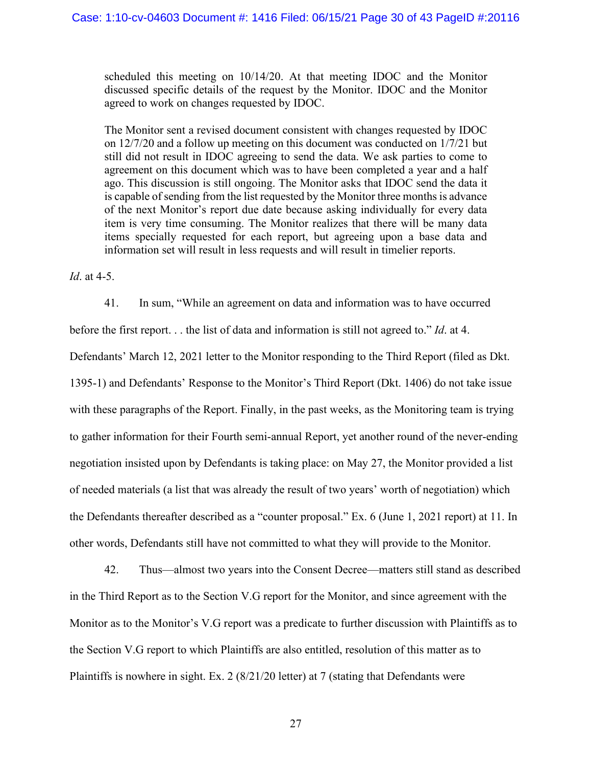> scheduled this meeting on 10/14/20. At that meeting IDOC and the Monitor discussed specific details of the request by the Monitor. IDOC and the Monitor agreed to work on changes requested by IDOC.
>
> The Monitor sent a revised document consistent with changes requested by IDOC on 12/7/20 and a follow up meeting on this document was conducted on 1/7/21 but still did not result in IDOC agreeing to send the data. We ask parties to come to agreement on this document which was to have been completed a year and a half ago. This discussion is still ongoing. The Monitor asks that IDOC send the data it is capable of sending from the list requested by the Monitor three months is advance of the next Monitor's report due date because asking individually for every data item is very time consuming. The Monitor realizes that there will be many data items specially requested for each report, but agreeing upon a base data and information set will result in less requests and will result in timelier reports.

*Id*. at 4-5.

41. In sum, "While an agreement on data and information was to have occurred before the first report. . . the list of data and information is still not agreed to." *Id*. at 4. Defendants' March 12, 2021 letter to the Monitor responding to the Third Report (filed as Dkt. 1395-1) and Defendants' Response to the Monitor's Third Report (Dkt. 1406) do not take issue with these paragraphs of the Report. Finally, in the past weeks, as the Monitoring team is trying to gather information for their Fourth semi-annual Report, yet another round of the never-ending negotiation insisted upon by Defendants is taking place: on May 27, the Monitor provided a list of needed materials (a list that was already the result of two years' worth of negotiation) which the Defendants thereafter described as a "counter proposal." Ex. 6 (June 1, 2021 report) at 11. In other words, Defendants still have not committed to what they will provide to the Monitor.

42. Thus—almost two years into the Consent Decree—matters still stand as described in the Third Report as to the Section V.G report for the Monitor, and since agreement with the Monitor as to the Monitor's V.G report was a predicate to further discussion with Plaintiffs as to the Section V.G report to which Plaintiffs are also entitled, resolution of this matter as to Plaintiffs is nowhere in sight. Ex. 2 (8/21/20 letter) at 7 (stating that Defendants were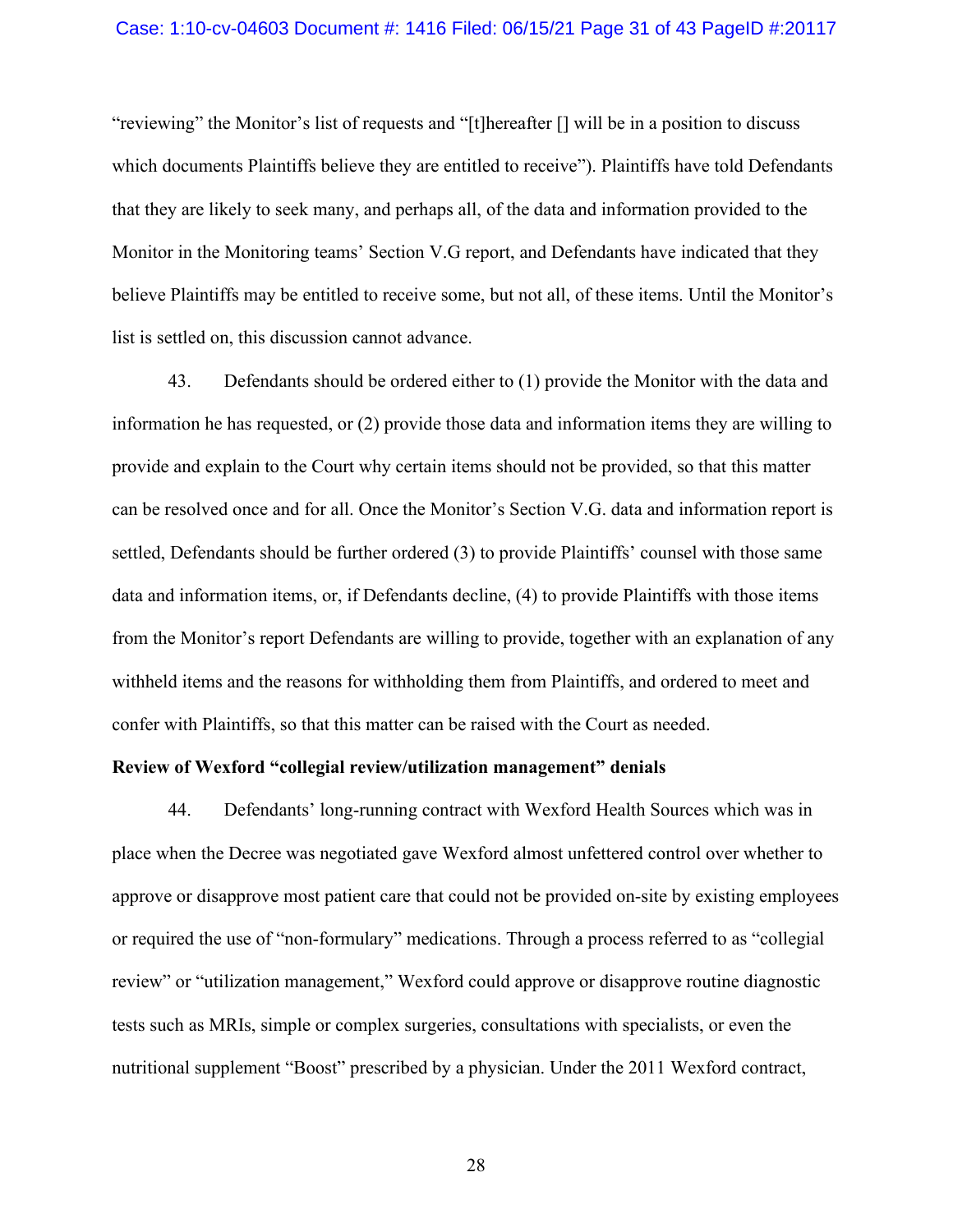"reviewing" the Monitor's list of requests and "[t]hereafter [] will be in a position to discuss which documents Plaintiffs believe they are entitled to receive"). Plaintiffs have told Defendants that they are likely to seek many, and perhaps all, of the data and information provided to the Monitor in the Monitoring teams' Section V.G report, and Defendants have indicated that they believe Plaintiffs may be entitled to receive some, but not all, of these items. Until the Monitor's list is settled on, this discussion cannot advance.

43. Defendants should be ordered either to (1) provide the Monitor with the data and information he has requested, or (2) provide those data and information items they are willing to provide and explain to the Court why certain items should not be provided, so that this matter can be resolved once and for all. Once the Monitor's Section V.G. data and information report is settled, Defendants should be further ordered (3) to provide Plaintiffs' counsel with those same data and information items, or, if Defendants decline, (4) to provide Plaintiffs with those items from the Monitor's report Defendants are willing to provide, together with an explanation of any withheld items and the reasons for withholding them from Plaintiffs, and ordered to meet and confer with Plaintiffs, so that this matter can be raised with the Court as needed.

**Review of Wexford "collegial review/utilization management" denials**

44. Defendants' long-running contract with Wexford Health Sources which was in place when the Decree was negotiated gave Wexford almost unfettered control over whether to approve or disapprove most patient care that could not be provided on-site by existing employees or required the use of "non-formulary" medications. Through a process referred to as "collegial review" or "utilization management," Wexford could approve or disapprove routine diagnostic tests such as MRIs, simple or complex surgeries, consultations with specialists, or even the nutritional supplement "Boost" prescribed by a physician. Under the 2011 Wexford contract,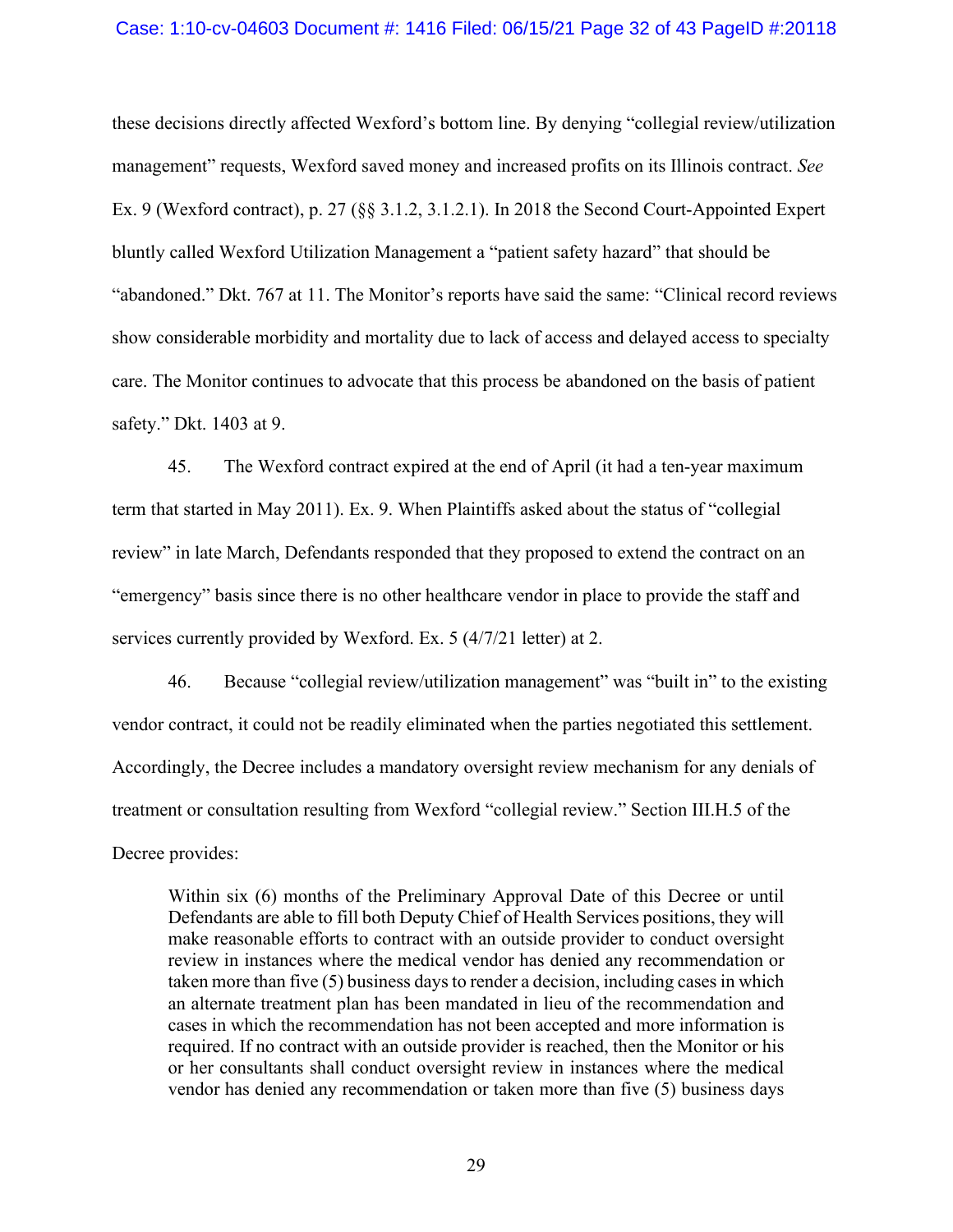these decisions directly affected Wexford's bottom line. By denying "collegial review/utilization management" requests, Wexford saved money and increased profits on its Illinois contract. *See* Ex. 9 (Wexford contract), p. 27 (§§ 3.1.2, 3.1.2.1). In 2018 the Second Court-Appointed Expert bluntly called Wexford Utilization Management a "patient safety hazard" that should be "abandoned." Dkt. 767 at 11. The Monitor's reports have said the same: "Clinical record reviews show considerable morbidity and mortality due to lack of access and delayed access to specialty care. The Monitor continues to advocate that this process be abandoned on the basis of patient safety." Dkt. 1403 at 9.

45. The Wexford contract expired at the end of April (it had a ten-year maximum term that started in May 2011). Ex. 9. When Plaintiffs asked about the status of "collegial review" in late March, Defendants responded that they proposed to extend the contract on an "emergency" basis since there is no other healthcare vendor in place to provide the staff and services currently provided by Wexford. Ex. 5 (4/7/21 letter) at 2.

46. Because "collegial review/utilization management" was "built in" to the existing vendor contract, it could not be readily eliminated when the parties negotiated this settlement. Accordingly, the Decree includes a mandatory oversight review mechanism for any denials of treatment or consultation resulting from Wexford "collegial review." Section III.H.5 of the Decree provides:

> Within six (6) months of the Preliminary Approval Date of this Decree or until Defendants are able to fill both Deputy Chief of Health Services positions, they will make reasonable efforts to contract with an outside provider to conduct oversight review in instances where the medical vendor has denied any recommendation or taken more than five (5) business days to render a decision, including cases in which an alternate treatment plan has been mandated in lieu of the recommendation and cases in which the recommendation has not been accepted and more information is required. If no contract with an outside provider is reached, then the Monitor or his or her consultants shall conduct oversight review in instances where the medical vendor has denied any recommendation or taken more than five (5) business days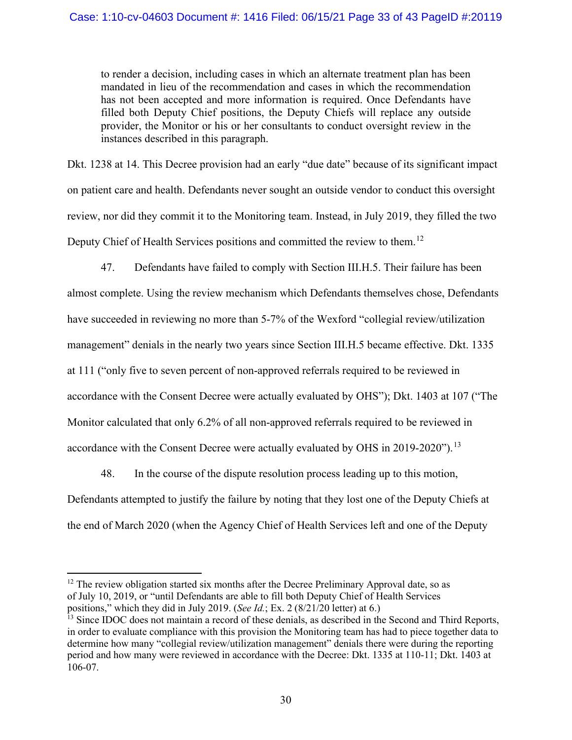> to render a decision, including cases in which an alternate treatment plan has been mandated in lieu of the recommendation and cases in which the recommendation has not been accepted and more information is required. Once Defendants have filled both Deputy Chief positions, the Deputy Chiefs will replace any outside provider, the Monitor or his or her consultants to conduct oversight review in the instances described in this paragraph.

Dkt. 1238 at 14. This Decree provision had an early "due date" because of its significant impact on patient care and health. Defendants never sought an outside vendor to conduct this oversight review, nor did they commit it to the Monitoring team. Instead, in July 2019, they filled the two Deputy Chief of Health Services positions and committed the review to them.[12]

47. Defendants have failed to comply with Section III.H.5. Their failure has been almost complete. Using the review mechanism which Defendants themselves chose, Defendants have succeeded in reviewing no more than 5-7% of the Wexford "collegial review/utilization management" denials in the nearly two years since Section III.H.5 became effective. Dkt. 1335 at 111 ("only five to seven percent of non-approved referrals required to be reviewed in accordance with the Consent Decree were actually evaluated by OHS"); Dkt. 1403 at 107 ("The Monitor calculated that only 6.2% of all non-approved referrals required to be reviewed in accordance with the Consent Decree were actually evaluated by OHS in 2019-2020").[13]

48. In the course of the dispute resolution process leading up to this motion, Defendants attempted to justify the failure by noting that they lost one of the Deputy Chiefs at the end of March 2020 (when the Agency Chief of Health Services left and one of the Deputy

---

[12] The review obligation started six months after the Decree Preliminary Approval date, so as of July 10, 2019, or "until Defendants are able to fill both Deputy Chief of Health Services positions," which they did in July 2019. (*See Id.*; Ex. 2 (8/21/20 letter) at 6.)

[13] Since IDOC does not maintain a record of these denials, as described in the Second and Third Reports, in order to evaluate compliance with this provision the Monitoring team has had to piece together data to determine how many "collegial review/utilization management" denials there were during the reporting period and how many were reviewed in accordance with the Decree: Dkt. 1335 at 110-11; Dkt. 1403 at 106-07.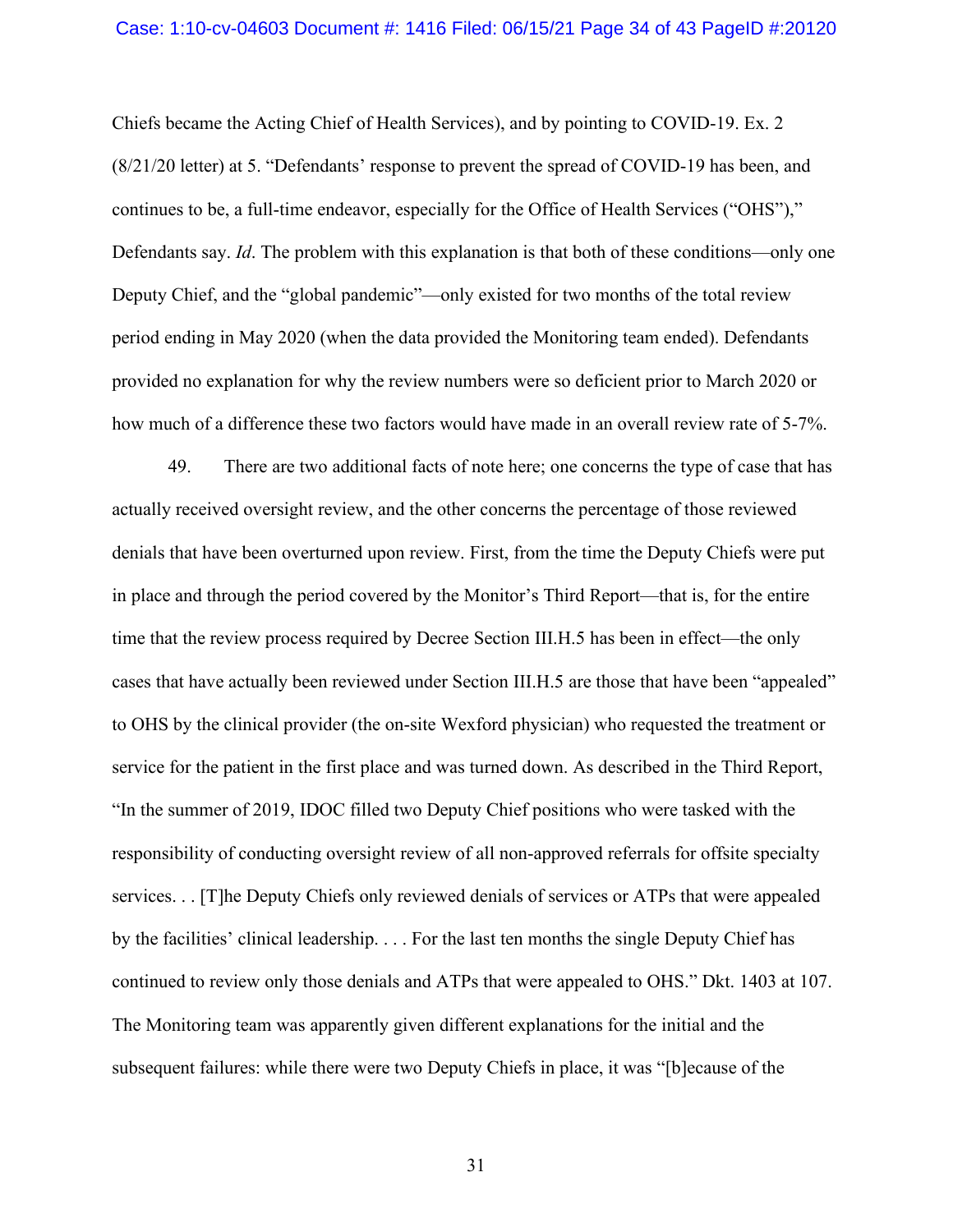Chiefs became the Acting Chief of Health Services), and by pointing to COVID-19. Ex. 2 (8/21/20 letter) at 5. "Defendants' response to prevent the spread of COVID-19 has been, and continues to be, a full-time endeavor, especially for the Office of Health Services ("OHS")," Defendants say. *Id*. The problem with this explanation is that both of these conditions—only one Deputy Chief, and the "global pandemic"—only existed for two months of the total review period ending in May 2020 (when the data provided the Monitoring team ended). Defendants provided no explanation for why the review numbers were so deficient prior to March 2020 or how much of a difference these two factors would have made in an overall review rate of 5-7%.

49. There are two additional facts of note here; one concerns the type of case that has actually received oversight review, and the other concerns the percentage of those reviewed denials that have been overturned upon review. First, from the time the Deputy Chiefs were put in place and through the period covered by the Monitor's Third Report—that is, for the entire time that the review process required by Decree Section III.H.5 has been in effect—the only cases that have actually been reviewed under Section III.H.5 are those that have been "appealed" to OHS by the clinical provider (the on-site Wexford physician) who requested the treatment or service for the patient in the first place and was turned down. As described in the Third Report, "In the summer of 2019, IDOC filled two Deputy Chief positions who were tasked with the responsibility of conducting oversight review of all non-approved referrals for offsite specialty services. . . [T]he Deputy Chiefs only reviewed denials of services or ATPs that were appealed by the facilities' clinical leadership. . . . For the last ten months the single Deputy Chief has continued to review only those denials and ATPs that were appealed to OHS." Dkt. 1403 at 107. The Monitoring team was apparently given different explanations for the initial and the subsequent failures: while there were two Deputy Chiefs in place, it was "[b]ecause of the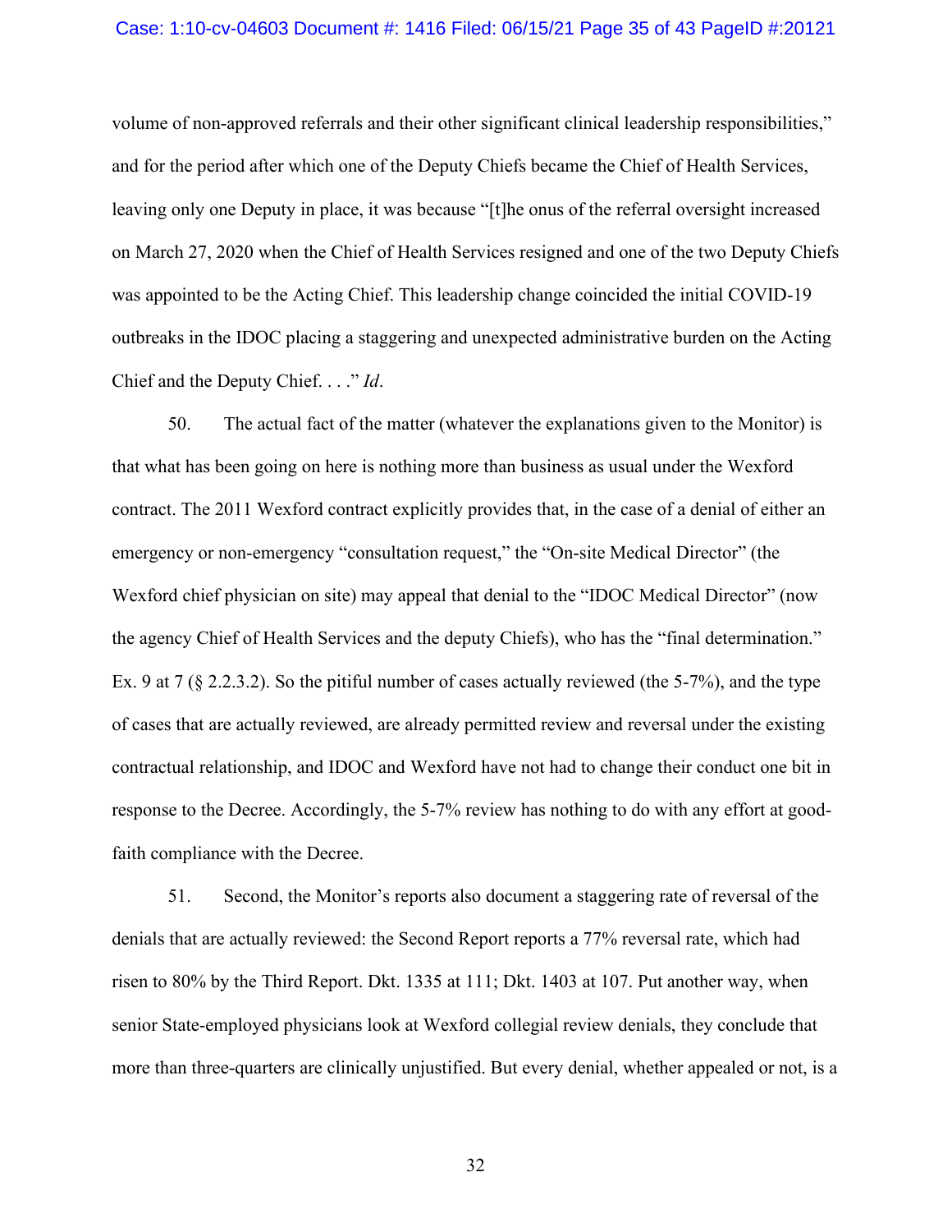volume of non-approved referrals and their other significant clinical leadership responsibilities," and for the period after which one of the Deputy Chiefs became the Chief of Health Services, leaving only one Deputy in place, it was because "[t]he onus of the referral oversight increased on March 27, 2020 when the Chief of Health Services resigned and one of the two Deputy Chiefs was appointed to be the Acting Chief. This leadership change coincided the initial COVID-19 outbreaks in the IDOC placing a staggering and unexpected administrative burden on the Acting Chief and the Deputy Chief. . . ." *Id*.

50. The actual fact of the matter (whatever the explanations given to the Monitor) is that what has been going on here is nothing more than business as usual under the Wexford contract. The 2011 Wexford contract explicitly provides that, in the case of a denial of either an emergency or non-emergency "consultation request," the "On-site Medical Director" (the Wexford chief physician on site) may appeal that denial to the "IDOC Medical Director" (now the agency Chief of Health Services and the deputy Chiefs), who has the "final determination." Ex. 9 at 7 (§ 2.2.3.2). So the pitiful number of cases actually reviewed (the 5-7%), and the type of cases that are actually reviewed, are already permitted review and reversal under the existing contractual relationship, and IDOC and Wexford have not had to change their conduct one bit in response to the Decree. Accordingly, the 5-7% review has nothing to do with any effort at good-faith compliance with the Decree.

51. Second, the Monitor's reports also document a staggering rate of reversal of the denials that are actually reviewed: the Second Report reports a 77% reversal rate, which had risen to 80% by the Third Report. Dkt. 1335 at 111; Dkt. 1403 at 107. Put another way, when senior State-employed physicians look at Wexford collegial review denials, they conclude that more than three-quarters are clinically unjustified. But every denial, whether appealed or not, is a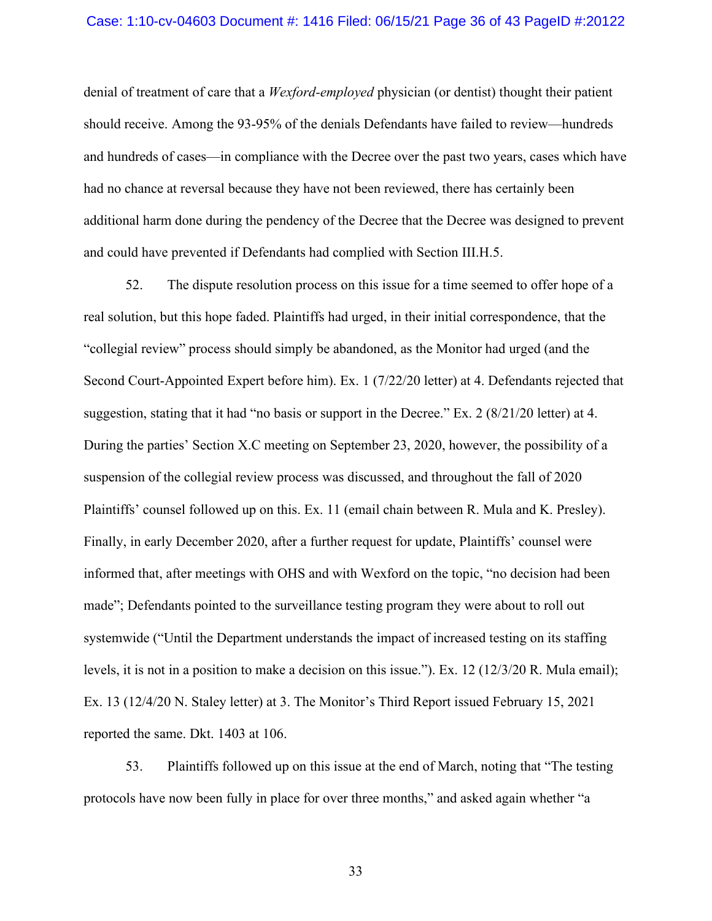denial of treatment of care that a *Wexford-employed* physician (or dentist) thought their patient should receive. Among the 93-95% of the denials Defendants have failed to review—hundreds and hundreds of cases—in compliance with the Decree over the past two years, cases which have had no chance at reversal because they have not been reviewed, there has certainly been additional harm done during the pendency of the Decree that the Decree was designed to prevent and could have prevented if Defendants had complied with Section III.H.5.

52. The dispute resolution process on this issue for a time seemed to offer hope of a real solution, but this hope faded. Plaintiffs had urged, in their initial correspondence, that the "collegial review" process should simply be abandoned, as the Monitor had urged (and the Second Court-Appointed Expert before him). Ex. 1 (7/22/20 letter) at 4. Defendants rejected that suggestion, stating that it had "no basis or support in the Decree." Ex. 2 (8/21/20 letter) at 4. During the parties' Section X.C meeting on September 23, 2020, however, the possibility of a suspension of the collegial review process was discussed, and throughout the fall of 2020 Plaintiffs' counsel followed up on this. Ex. 11 (email chain between R. Mula and K. Presley). Finally, in early December 2020, after a further request for update, Plaintiffs' counsel were informed that, after meetings with OHS and with Wexford on the topic, "no decision had been made"; Defendants pointed to the surveillance testing program they were about to roll out systemwide ("Until the Department understands the impact of increased testing on its staffing levels, it is not in a position to make a decision on this issue."). Ex. 12 (12/3/20 R. Mula email); Ex. 13 (12/4/20 N. Staley letter) at 3. The Monitor's Third Report issued February 15, 2021 reported the same. Dkt. 1403 at 106.

53. Plaintiffs followed up on this issue at the end of March, noting that "The testing protocols have now been fully in place for over three months," and asked again whether "a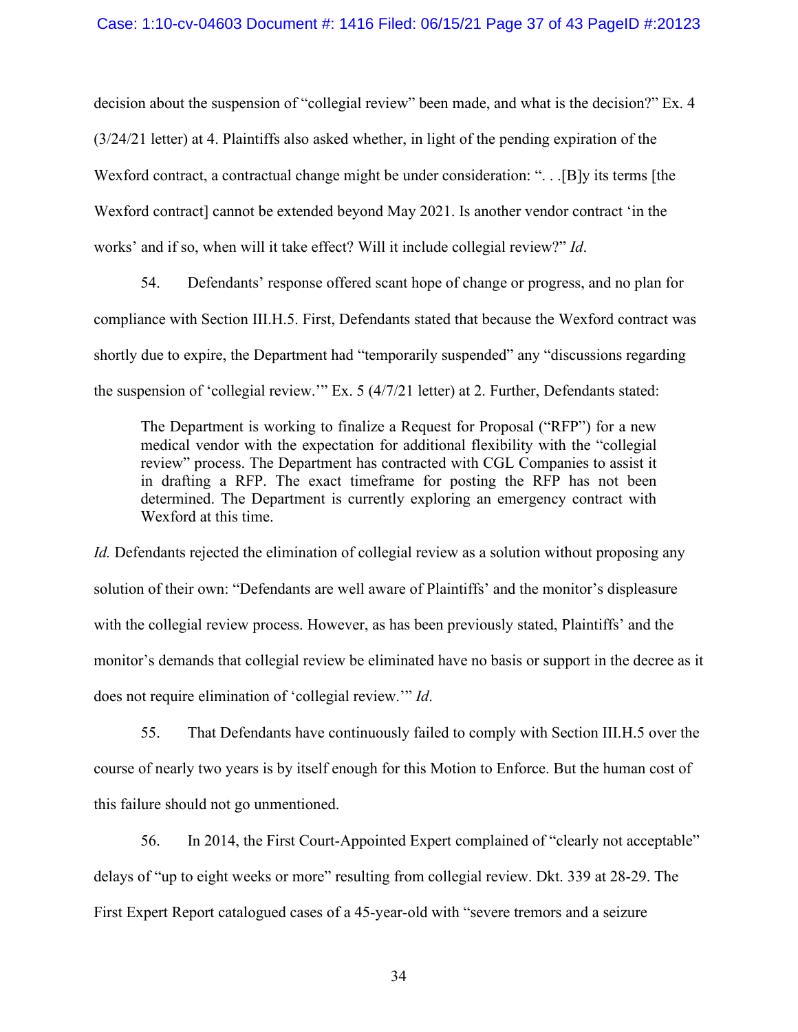decision about the suspension of "collegial review" been made, and what is the decision?" Ex. 4 (3/24/21 letter) at 4. Plaintiffs also asked whether, in light of the pending expiration of the Wexford contract, a contractual change might be under consideration: ". . .[B]y its terms [the Wexford contract] cannot be extended beyond May 2021. Is another vendor contract 'in the works' and if so, when will it take effect? Will it include collegial review?" *Id*.

54. Defendants' response offered scant hope of change or progress, and no plan for compliance with Section III.H.5. First, Defendants stated that because the Wexford contract was shortly due to expire, the Department had "temporarily suspended" any "discussions regarding the suspension of 'collegial review.'" Ex. 5 (4/7/21 letter) at 2. Further, Defendants stated:

> The Department is working to finalize a Request for Proposal ("RFP") for a new medical vendor with the expectation for additional flexibility with the "collegial review" process. The Department has contracted with CGL Companies to assist it in drafting a RFP. The exact timeframe for posting the RFP has not been determined. The Department is currently exploring an emergency contract with Wexford at this time.

*Id.* Defendants rejected the elimination of collegial review as a solution without proposing any solution of their own: "Defendants are well aware of Plaintiffs' and the monitor's displeasure with the collegial review process. However, as has been previously stated, Plaintiffs' and the monitor's demands that collegial review be eliminated have no basis or support in the decree as it does not require elimination of 'collegial review.'" *Id*.

55. That Defendants have continuously failed to comply with Section III.H.5 over the course of nearly two years is by itself enough for this Motion to Enforce. But the human cost of this failure should not go unmentioned.

56. In 2014, the First Court-Appointed Expert complained of "clearly not acceptable" delays of "up to eight weeks or more" resulting from collegial review. Dkt. 339 at 28-29. The First Expert Report catalogued cases of a 45-year-old with "severe tremors and a seizure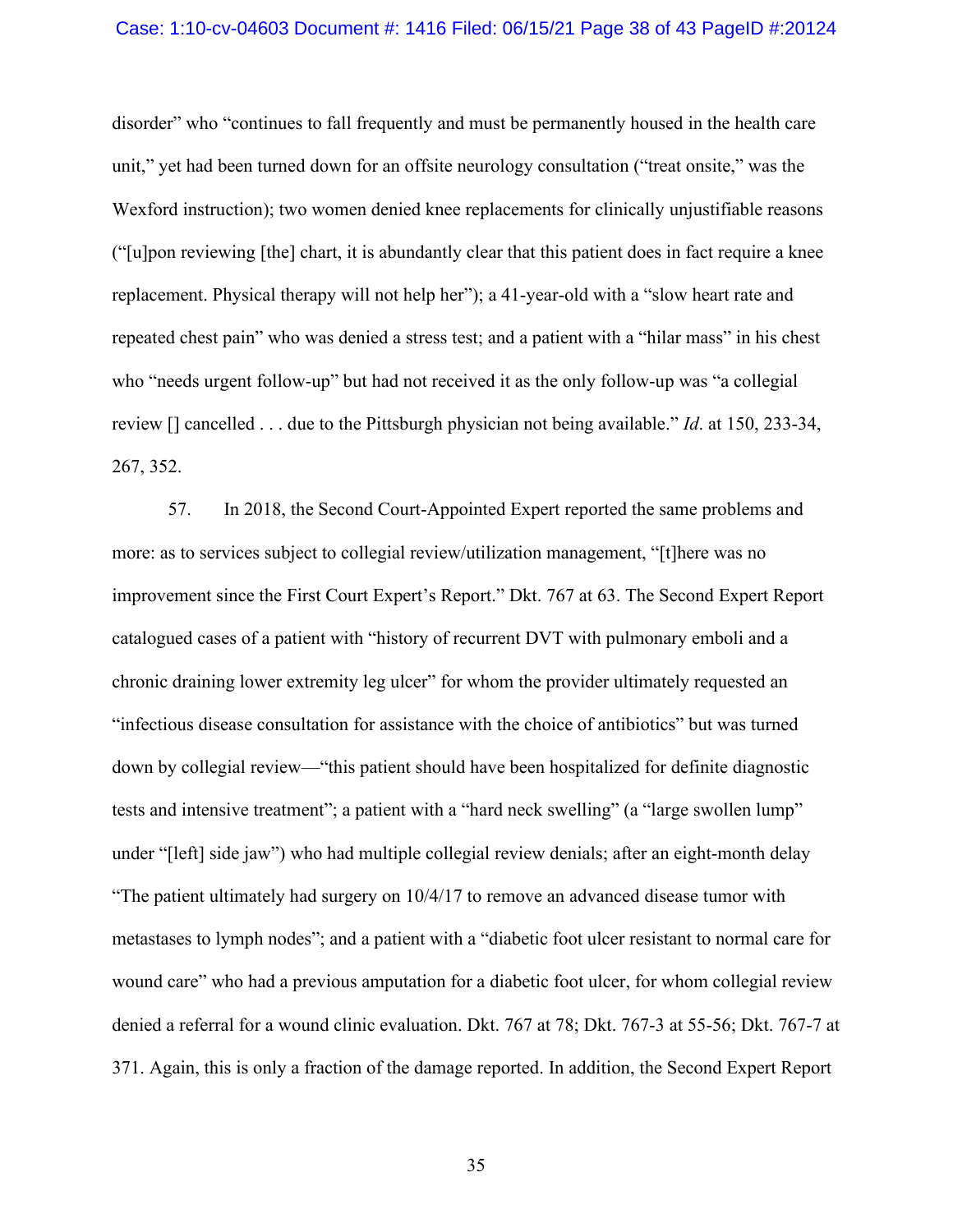disorder" who "continues to fall frequently and must be permanently housed in the health care unit," yet had been turned down for an offsite neurology consultation ("treat onsite," was the Wexford instruction); two women denied knee replacements for clinically unjustifiable reasons ("[u]pon reviewing [the] chart, it is abundantly clear that this patient does in fact require a knee replacement. Physical therapy will not help her"); a 41-year-old with a "slow heart rate and repeated chest pain" who was denied a stress test; and a patient with a "hilar mass" in his chest who "needs urgent follow-up" but had not received it as the only follow-up was "a collegial review [] cancelled . . . due to the Pittsburgh physician not being available." *Id*. at 150, 233-34, 267, 352.

57. In 2018, the Second Court-Appointed Expert reported the same problems and more: as to services subject to collegial review/utilization management, "[t]here was no improvement since the First Court Expert's Report." Dkt. 767 at 63. The Second Expert Report catalogued cases of a patient with "history of recurrent DVT with pulmonary emboli and a chronic draining lower extremity leg ulcer" for whom the provider ultimately requested an "infectious disease consultation for assistance with the choice of antibiotics" but was turned down by collegial review—"this patient should have been hospitalized for definite diagnostic tests and intensive treatment"; a patient with a "hard neck swelling" (a "large swollen lump" under "[left] side jaw") who had multiple collegial review denials; after an eight-month delay "The patient ultimately had surgery on 10/4/17 to remove an advanced disease tumor with metastases to lymph nodes"; and a patient with a "diabetic foot ulcer resistant to normal care for wound care" who had a previous amputation for a diabetic foot ulcer, for whom collegial review denied a referral for a wound clinic evaluation. Dkt. 767 at 78; Dkt. 767-3 at 55-56; Dkt. 767-7 at 371. Again, this is only a fraction of the damage reported. In addition, the Second Expert Report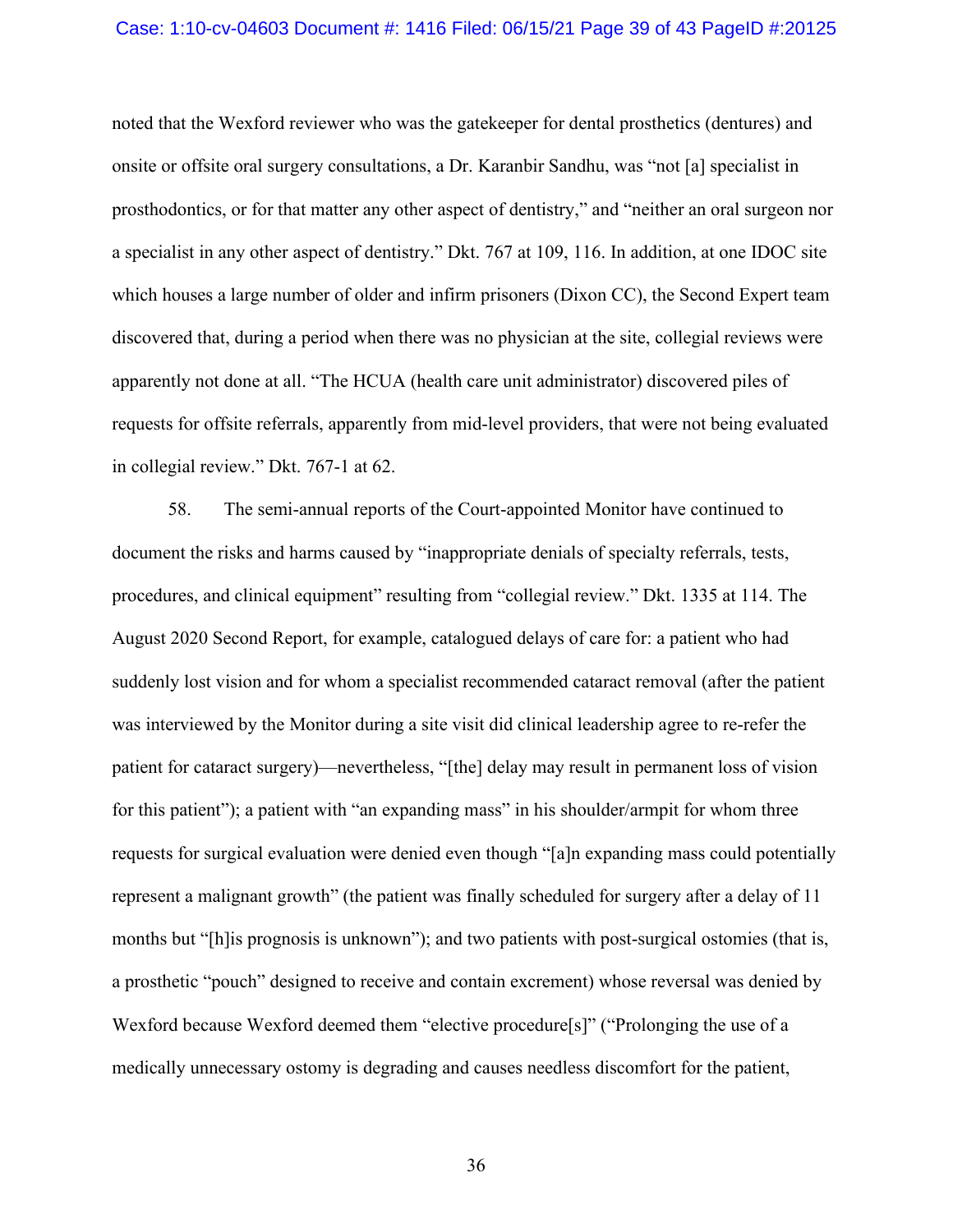noted that the Wexford reviewer who was the gatekeeper for dental prosthetics (dentures) and onsite or offsite oral surgery consultations, a Dr. Karanbir Sandhu, was "not [a] specialist in prosthodontics, or for that matter any other aspect of dentistry," and "neither an oral surgeon nor a specialist in any other aspect of dentistry." Dkt. 767 at 109, 116. In addition, at one IDOC site which houses a large number of older and infirm prisoners (Dixon CC), the Second Expert team discovered that, during a period when there was no physician at the site, collegial reviews were apparently not done at all. "The HCUA (health care unit administrator) discovered piles of requests for offsite referrals, apparently from mid-level providers, that were not being evaluated in collegial review." Dkt. 767-1 at 62.

58. The semi-annual reports of the Court-appointed Monitor have continued to document the risks and harms caused by "inappropriate denials of specialty referrals, tests, procedures, and clinical equipment" resulting from "collegial review." Dkt. 1335 at 114. The August 2020 Second Report, for example, catalogued delays of care for: a patient who had suddenly lost vision and for whom a specialist recommended cataract removal (after the patient was interviewed by the Monitor during a site visit did clinical leadership agree to re-refer the patient for cataract surgery)—nevertheless, "[the] delay may result in permanent loss of vision for this patient"); a patient with "an expanding mass" in his shoulder/armpit for whom three requests for surgical evaluation were denied even though "[a]n expanding mass could potentially represent a malignant growth" (the patient was finally scheduled for surgery after a delay of 11 months but "[h]is prognosis is unknown"); and two patients with post-surgical ostomies (that is, a prosthetic "pouch" designed to receive and contain excrement) whose reversal was denied by Wexford because Wexford deemed them "elective procedure[s]" ("Prolonging the use of a medically unnecessary ostomy is degrading and causes needless discomfort for the patient,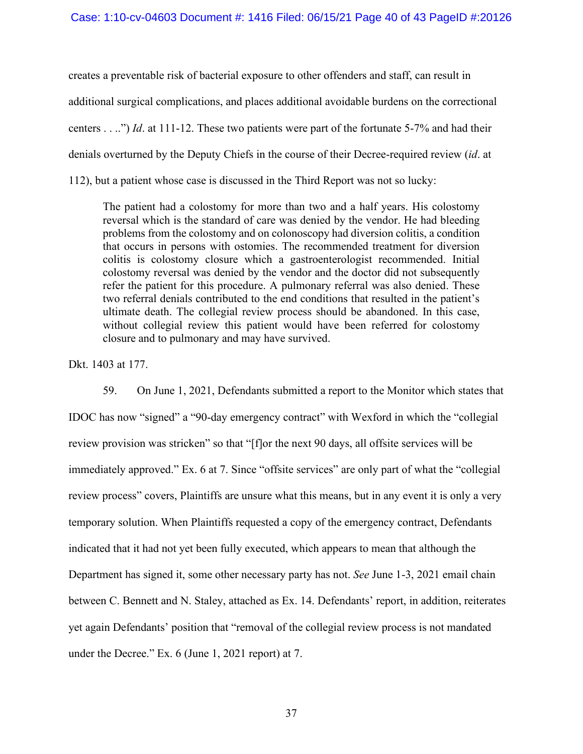creates a preventable risk of bacterial exposure to other offenders and staff, can result in additional surgical complications, and places additional avoidable burdens on the correctional centers . . ..") *Id*. at 111-12. These two patients were part of the fortunate 5-7% and had their denials overturned by the Deputy Chiefs in the course of their Decree-required review (*id*. at 112), but a patient whose case is discussed in the Third Report was not so lucky:

> The patient had a colostomy for more than two and a half years. His colostomy reversal which is the standard of care was denied by the vendor. He had bleeding problems from the colostomy and on colonoscopy had diversion colitis, a condition that occurs in persons with ostomies. The recommended treatment for diversion colitis is colostomy closure which a gastroenterologist recommended. Initial colostomy reversal was denied by the vendor and the doctor did not subsequently refer the patient for this procedure. A pulmonary referral was also denied. These two referral denials contributed to the end conditions that resulted in the patient's ultimate death. The collegial review process should be abandoned. In this case, without collegial review this patient would have been referred for colostomy closure and to pulmonary and may have survived.

Dkt. 1403 at 177.

59. On June 1, 2021, Defendants submitted a report to the Monitor which states that IDOC has now "signed" a "90-day emergency contract" with Wexford in which the "collegial review provision was stricken" so that "[f]or the next 90 days, all offsite services will be immediately approved." Ex. 6 at 7. Since "offsite services" are only part of what the "collegial review process" covers, Plaintiffs are unsure what this means, but in any event it is only a very temporary solution. When Plaintiffs requested a copy of the emergency contract, Defendants indicated that it had not yet been fully executed, which appears to mean that although the Department has signed it, some other necessary party has not. *See* June 1-3, 2021 email chain between C. Bennett and N. Staley, attached as Ex. 14. Defendants' report, in addition, reiterates yet again Defendants' position that "removal of the collegial review process is not mandated under the Decree." Ex. 6 (June 1, 2021 report) at 7.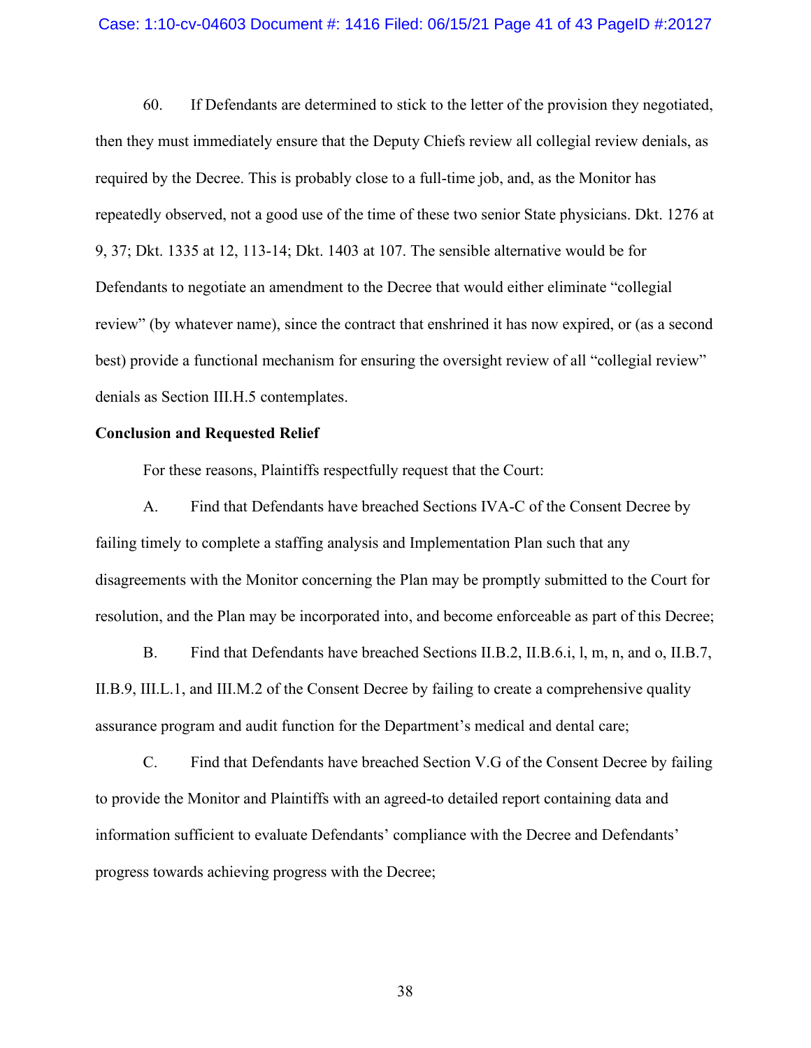60. If Defendants are determined to stick to the letter of the provision they negotiated, then they must immediately ensure that the Deputy Chiefs review all collegial review denials, as required by the Decree. This is probably close to a full-time job, and, as the Monitor has repeatedly observed, not a good use of the time of these two senior State physicians. Dkt. 1276 at 9, 37; Dkt. 1335 at 12, 113-14; Dkt. 1403 at 107. The sensible alternative would be for Defendants to negotiate an amendment to the Decree that would either eliminate "collegial review" (by whatever name), since the contract that enshrined it has now expired, or (as a second best) provide a functional mechanism for ensuring the oversight review of all "collegial review" denials as Section III.H.5 contemplates.

**Conclusion and Requested Relief**

For these reasons, Plaintiffs respectfully request that the Court:

A. Find that Defendants have breached Sections IVA-C of the Consent Decree by failing timely to complete a staffing analysis and Implementation Plan such that any disagreements with the Monitor concerning the Plan may be promptly submitted to the Court for resolution, and the Plan may be incorporated into, and become enforceable as part of this Decree;

B. Find that Defendants have breached Sections II.B.2, II.B.6.i, l, m, n, and o, II.B.7, II.B.9, III.L.1, and III.M.2 of the Consent Decree by failing to create a comprehensive quality assurance program and audit function for the Department's medical and dental care;

C. Find that Defendants have breached Section V.G of the Consent Decree by failing to provide the Monitor and Plaintiffs with an agreed-to detailed report containing data and information sufficient to evaluate Defendants' compliance with the Decree and Defendants' progress towards achieving progress with the Decree;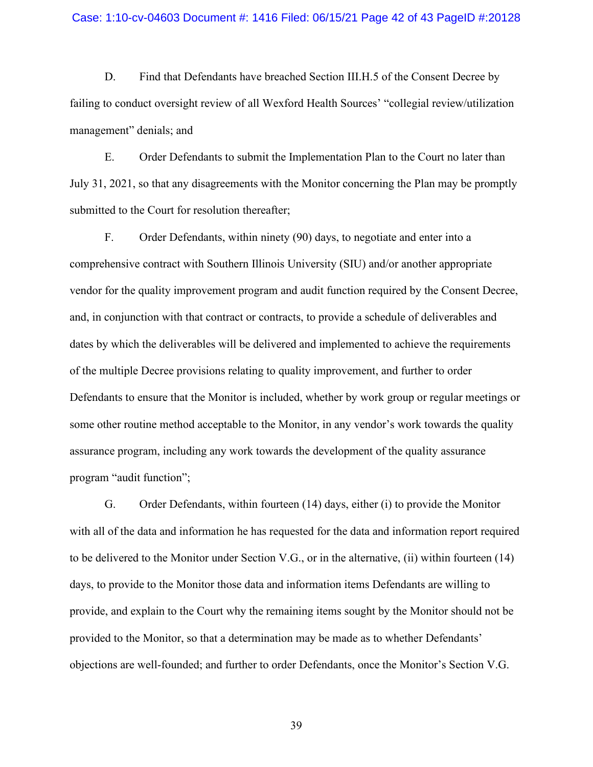D. Find that Defendants have breached Section III.H.5 of the Consent Decree by failing to conduct oversight review of all Wexford Health Sources' "collegial review/utilization management" denials; and

E. Order Defendants to submit the Implementation Plan to the Court no later than July 31, 2021, so that any disagreements with the Monitor concerning the Plan may be promptly submitted to the Court for resolution thereafter;

F. Order Defendants, within ninety (90) days, to negotiate and enter into a comprehensive contract with Southern Illinois University (SIU) and/or another appropriate vendor for the quality improvement program and audit function required by the Consent Decree, and, in conjunction with that contract or contracts, to provide a schedule of deliverables and dates by which the deliverables will be delivered and implemented to achieve the requirements of the multiple Decree provisions relating to quality improvement, and further to order Defendants to ensure that the Monitor is included, whether by work group or regular meetings or some other routine method acceptable to the Monitor, in any vendor's work towards the quality assurance program, including any work towards the development of the quality assurance program "audit function";

G. Order Defendants, within fourteen (14) days, either (i) to provide the Monitor with all of the data and information he has requested for the data and information report required to be delivered to the Monitor under Section V.G., or in the alternative, (ii) within fourteen (14) days, to provide to the Monitor those data and information items Defendants are willing to provide, and explain to the Court why the remaining items sought by the Monitor should not be provided to the Monitor, so that a determination may be made as to whether Defendants' objections are well-founded; and further to order Defendants, once the Monitor's Section V.G.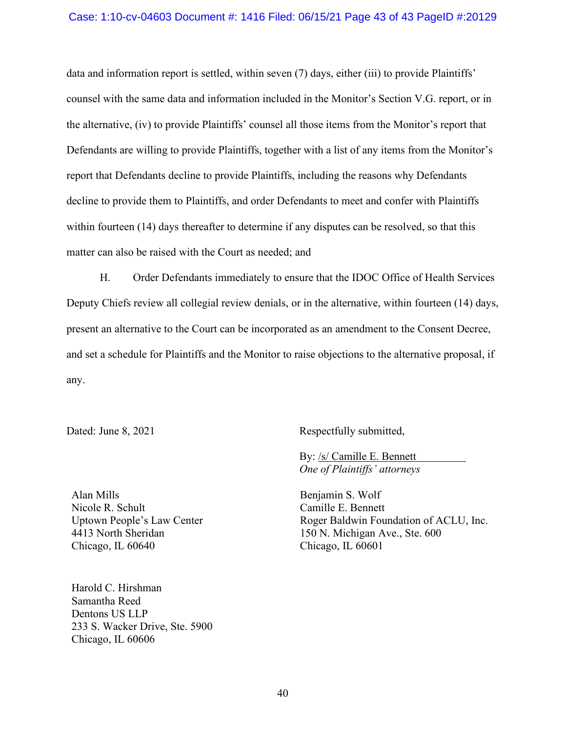data and information report is settled, within seven (7) days, either (iii) to provide Plaintiffs' counsel with the same data and information included in the Monitor's Section V.G. report, or in the alternative, (iv) to provide Plaintiffs' counsel all those items from the Monitor's report that Defendants are willing to provide Plaintiffs, together with a list of any items from the Monitor's report that Defendants decline to provide Plaintiffs, including the reasons why Defendants decline to provide them to Plaintiffs, and order Defendants to meet and confer with Plaintiffs within fourteen (14) days thereafter to determine if any disputes can be resolved, so that this matter can also be raised with the Court as needed; and

H. Order Defendants immediately to ensure that the IDOC Office of Health Services Deputy Chiefs review all collegial review denials, or in the alternative, within fourteen (14) days, present an alternative to the Court can be incorporated as an amendment to the Consent Decree, and set a schedule for Plaintiffs and the Monitor to raise objections to the alternative proposal, if any.

Dated: June 8, 2021

Respectfully submitted,

By: /s/ Camille E. Bennett
*One of Plaintiffs' attorneys*

Alan Mills
Nicole R. Schult
Uptown People's Law Center
4413 North Sheridan
Chicago, IL 60640

Benjamin S. Wolf
Camille E. Bennett
Roger Baldwin Foundation of ACLU, Inc.
150 N. Michigan Ave., Ste. 600
Chicago, IL 60601

Harold C. Hirshman
Samantha Reed
Dentons US LLP
233 S. Wacker Drive, Ste. 5900
Chicago, IL 60606